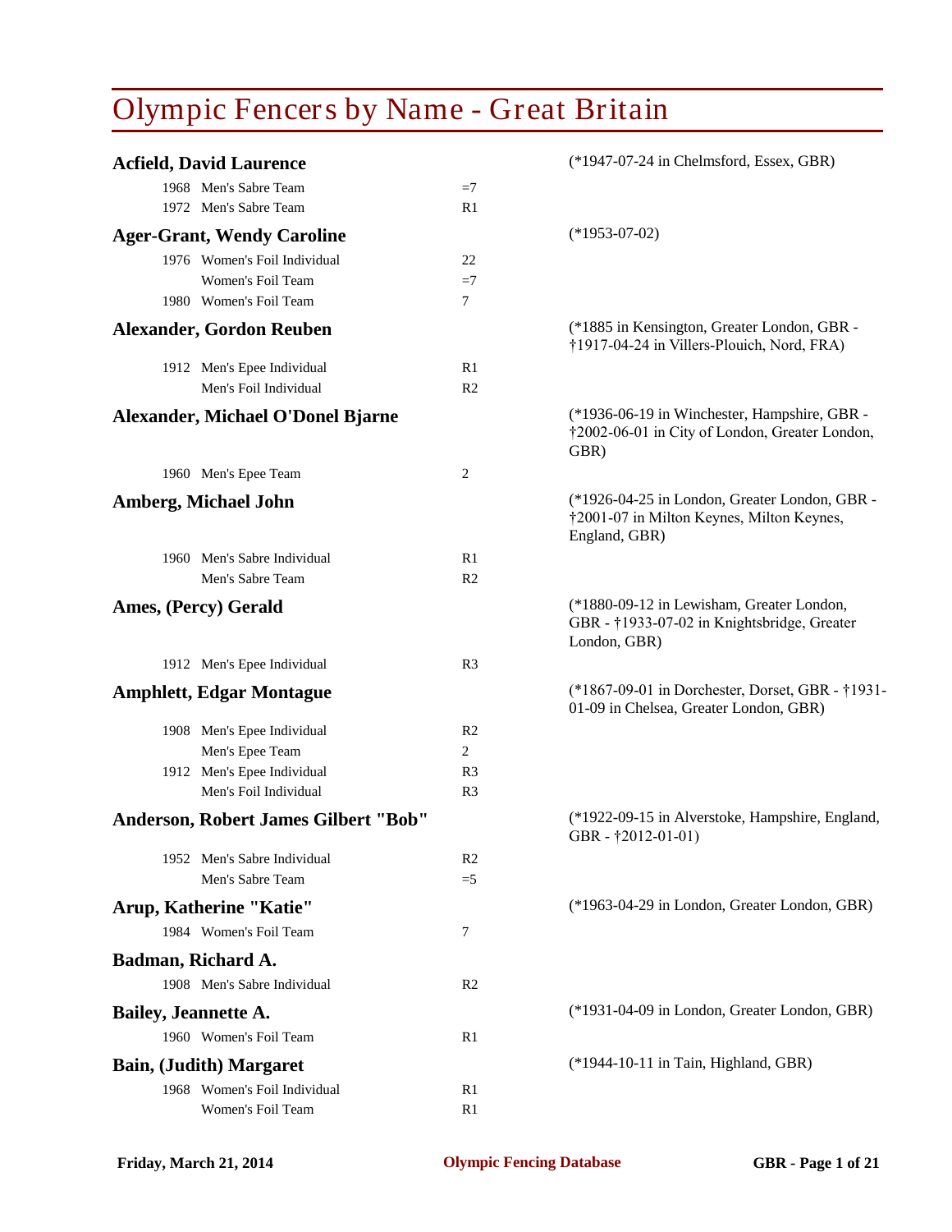# Olympic Fencers by Name - Great Britain

### Acfield, David Laurence
(*1947-07-24 in Chelmsford, Essex, GBR)

| Year | Event | Result |
|---|---|---|
| 1968 | Men's Sabre Team | =7 |
| 1972 | Men's Sabre Team | R1 |

### Ager-Grant, Wendy Caroline
(*1953-07-02)

| Year | Event | Result |
|---|---|---|
| 1976 | Women's Foil Individual | 22 |
| | Women's Foil Team | =7 |
| 1980 | Women's Foil Team | 7 |

### Alexander, Gordon Reuben
(*1885 in Kensington, Greater London, GBR - †1917-04-24 in Villers-Plouich, Nord, FRA)

| Year | Event | Result |
|---|---|---|
| 1912 | Men's Epee Individual | R1 |
| | Men's Foil Individual | R2 |

### Alexander, Michael O'Donel Bjarne
(*1936-06-19 in Winchester, Hampshire, GBR - †2002-06-01 in City of London, Greater London, GBR)

| Year | Event | Result |
|---|---|---|
| 1960 | Men's Epee Team | 2 |

### Amberg, Michael John
(*1926-04-25 in London, Greater London, GBR - †2001-07 in Milton Keynes, Milton Keynes, England, GBR)

| Year | Event | Result |
|---|---|---|
| 1960 | Men's Sabre Individual | R1 |
| | Men's Sabre Team | R2 |

### Ames, (Percy) Gerald
(*1880-09-12 in Lewisham, Greater London, GBR - †1933-07-02 in Knightsbridge, Greater London, GBR)

| Year | Event | Result |
|---|---|---|
| 1912 | Men's Epee Individual | R3 |

### Amphlett, Edgar Montague
(*1867-09-01 in Dorchester, Dorset, GBR - †1931-01-09 in Chelsea, Greater London, GBR)

| Year | Event | Result |
|---|---|---|
| 1908 | Men's Epee Individual | R2 |
| | Men's Epee Team | 2 |
| 1912 | Men's Epee Individual | R3 |
| | Men's Foil Individual | R3 |

### Anderson, Robert James Gilbert "Bob"
(*1922-09-15 in Alverstoke, Hampshire, England, GBR - †2012-01-01)

| Year | Event | Result |
|---|---|---|
| 1952 | Men's Sabre Individual | R2 |
| | Men's Sabre Team | =5 |

### Arup, Katherine "Katie"
(*1963-04-29 in London, Greater London, GBR)

| Year | Event | Result |
|---|---|---|
| 1984 | Women's Foil Team | 7 |

### Badman, Richard A.

| Year | Event | Result |
|---|---|---|
| 1908 | Men's Sabre Individual | R2 |

### Bailey, Jeannette A.
(*1931-04-09 in London, Greater London, GBR)

| Year | Event | Result |
|---|---|---|
| 1960 | Women's Foil Team | R1 |

### Bain, (Judith) Margaret
(*1944-10-11 in Tain, Highland, GBR)

| Year | Event | Result |
|---|---|---|
| 1968 | Women's Foil Individual | R1 |
| | Women's Foil Team | R1 |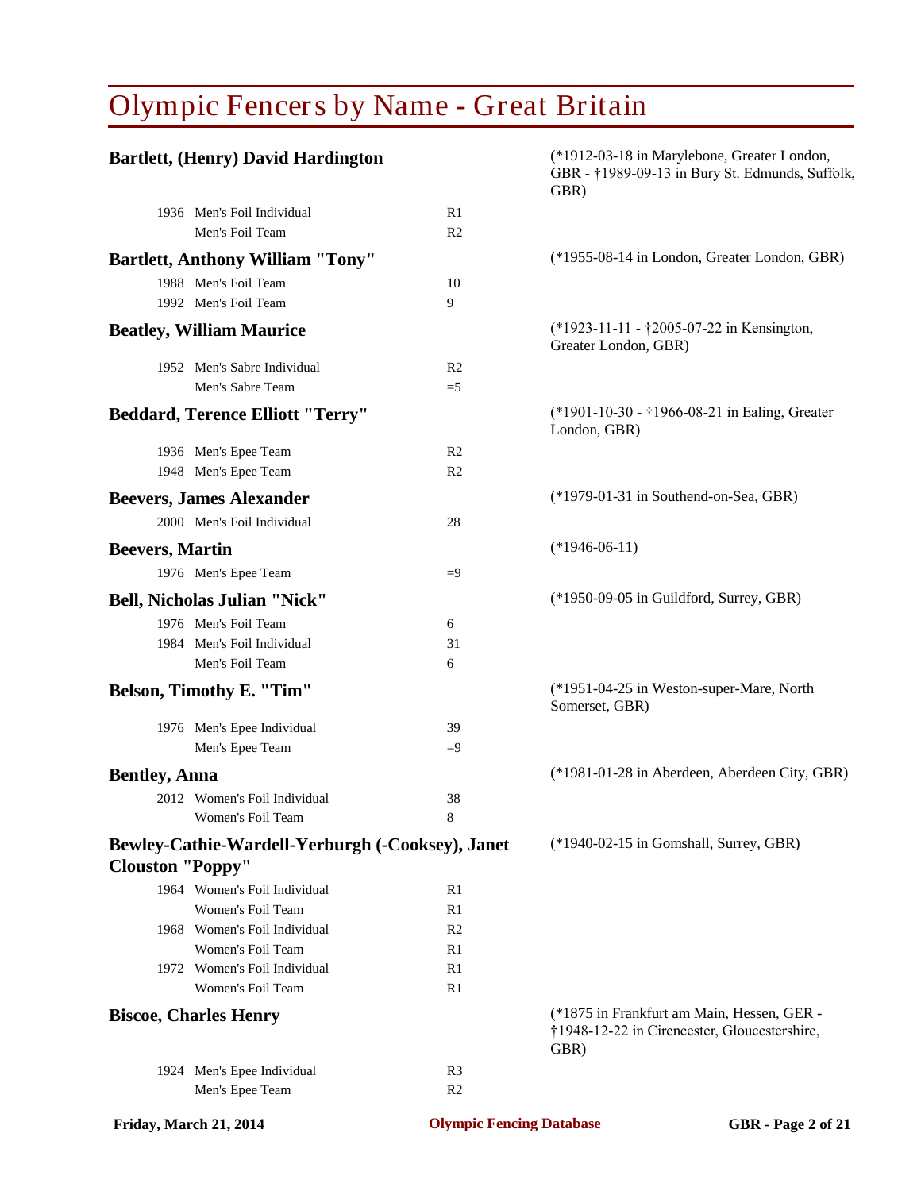# Olympic Fencers by Name - Great Britain

**Bartlett, (Henry) David Hardington** (*1912-03-18 in Marylebone, Greater London, GBR - †1989-09-13 in Bury St. Edmunds, Suffolk, GBR)

| Year | Event | Result |
|---|---|---|
| 1936 | Men's Foil Individual | R1 |
| | Men's Foil Team | R2 |

**Bartlett, Anthony William "Tony"** (*1955-08-14 in London, Greater London, GBR)

| Year | Event | Result |
|---|---|---|
| 1988 | Men's Foil Team | 10 |
| 1992 | Men's Foil Team | 9 |

**Beatley, William Maurice** (*1923-11-11 - †2005-07-22 in Kensington, Greater London, GBR)

| Year | Event | Result |
|---|---|---|
| 1952 | Men's Sabre Individual | R2 |
| | Men's Sabre Team | =5 |

**Beddard, Terence Elliott "Terry"** (*1901-10-30 - †1966-08-21 in Ealing, Greater London, GBR)

| Year | Event | Result |
|---|---|---|
| 1936 | Men's Epee Team | R2 |
| 1948 | Men's Epee Team | R2 |

**Beevers, James Alexander** (*1979-01-31 in Southend-on-Sea, GBR)

| Year | Event | Result |
|---|---|---|
| 2000 | Men's Foil Individual | 28 |

**Beevers, Martin** (*1946-06-11)

| Year | Event | Result |
|---|---|---|
| 1976 | Men's Epee Team | =9 |

**Bell, Nicholas Julian "Nick"** (*1950-09-05 in Guildford, Surrey, GBR)

| Year | Event | Result |
|---|---|---|
| 1976 | Men's Foil Team | 6 |
| 1984 | Men's Foil Individual | 31 |
| | Men's Foil Team | 6 |

**Belson, Timothy E. "Tim"** (*1951-04-25 in Weston-super-Mare, North Somerset, GBR)

| Year | Event | Result |
|---|---|---|
| 1976 | Men's Epee Individual | 39 |
| | Men's Epee Team | =9 |

**Bentley, Anna** (*1981-01-28 in Aberdeen, Aberdeen City, GBR)

| Year | Event | Result |
|---|---|---|
| 2012 | Women's Foil Individual | 38 |
| | Women's Foil Team | 8 |

**Bewley-Cathie-Wardell-Yerburgh (-Cooksey), Janet Clouston "Poppy"** (*1940-02-15 in Gomshall, Surrey, GBR)

| Year | Event | Result |
|---|---|---|
| 1964 | Women's Foil Individual | R1 |
| | Women's Foil Team | R1 |
| 1968 | Women's Foil Individual | R2 |
| | Women's Foil Team | R1 |
| 1972 | Women's Foil Individual | R1 |
| | Women's Foil Team | R1 |

**Biscoe, Charles Henry** (*1875 in Frankfurt am Main, Hessen, GER - †1948-12-22 in Cirencester, Gloucestershire, GBR)

| Year | Event | Result |
|---|---|---|
| 1924 | Men's Epee Individual | R3 |
| | Men's Epee Team | R2 |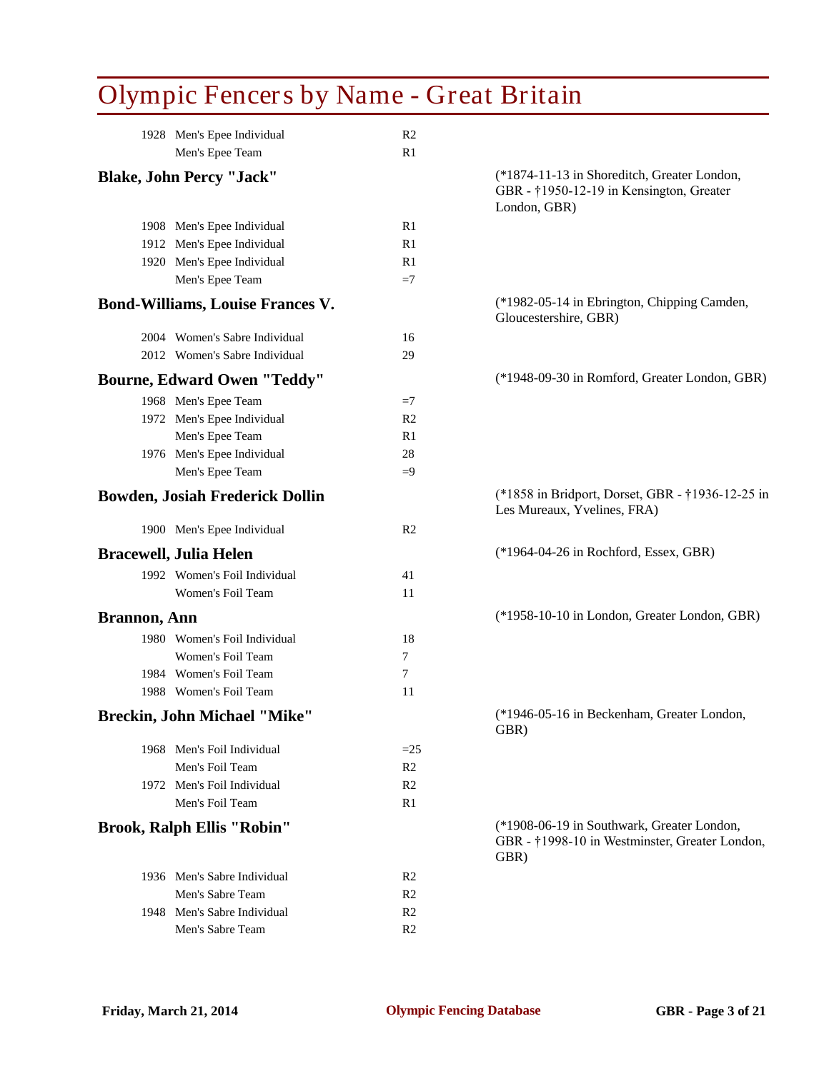# Olympic Fencers by Name - Great Britain

| | | |
|---|---|---|
| 1928 | Men's Epee Individual | R2 |
| | Men's Epee Team | R1 |

**Blake, John Percy "Jack"** (*1874-11-13 in Shoreditch, Greater London, GBR - †1950-12-19 in Kensington, Greater London, GBR)

| | | |
|---|---|---|
| 1908 | Men's Epee Individual | R1 |
| 1912 | Men's Epee Individual | R1 |
| 1920 | Men's Epee Individual | R1 |
| | Men's Epee Team | =7 |

**Bond-Williams, Louise Frances V.** (*1982-05-14 in Ebrington, Chipping Camden, Gloucestershire, GBR)

| | | |
|---|---|---|
| 2004 | Women's Sabre Individual | 16 |
| 2012 | Women's Sabre Individual | 29 |

**Bourne, Edward Owen "Teddy"** (*1948-09-30 in Romford, Greater London, GBR)

| | | |
|---|---|---|
| 1968 | Men's Epee Team | =7 |
| 1972 | Men's Epee Individual | R2 |
| | Men's Epee Team | R1 |
| 1976 | Men's Epee Individual | 28 |
| | Men's Epee Team | =9 |

**Bowden, Josiah Frederick Dollin** (*1858 in Bridport, Dorset, GBR - †1936-12-25 in Les Mureaux, Yvelines, FRA)

| | | |
|---|---|---|
| 1900 | Men's Epee Individual | R2 |

**Bracewell, Julia Helen** (*1964-04-26 in Rochford, Essex, GBR)

| | | |
|---|---|---|
| 1992 | Women's Foil Individual | 41 |
| | Women's Foil Team | 11 |

**Brannon, Ann** (*1958-10-10 in London, Greater London, GBR)

| | | |
|---|---|---|
| 1980 | Women's Foil Individual | 18 |
| | Women's Foil Team | 7 |
| 1984 | Women's Foil Team | 7 |
| 1988 | Women's Foil Team | 11 |

**Breckin, John Michael "Mike"** (*1946-05-16 in Beckenham, Greater London, GBR)

| | | |
|---|---|---|
| 1968 | Men's Foil Individual | =25 |
| | Men's Foil Team | R2 |
| 1972 | Men's Foil Individual | R2 |
| | Men's Foil Team | R1 |

**Brook, Ralph Ellis "Robin"** (*1908-06-19 in Southwark, Greater London, GBR - †1998-10 in Westminster, Greater London, GBR)

| | | |
|---|---|---|
| 1936 | Men's Sabre Individual | R2 |
| | Men's Sabre Team | R2 |
| 1948 | Men's Sabre Individual | R2 |
| | Men's Sabre Team | R2 |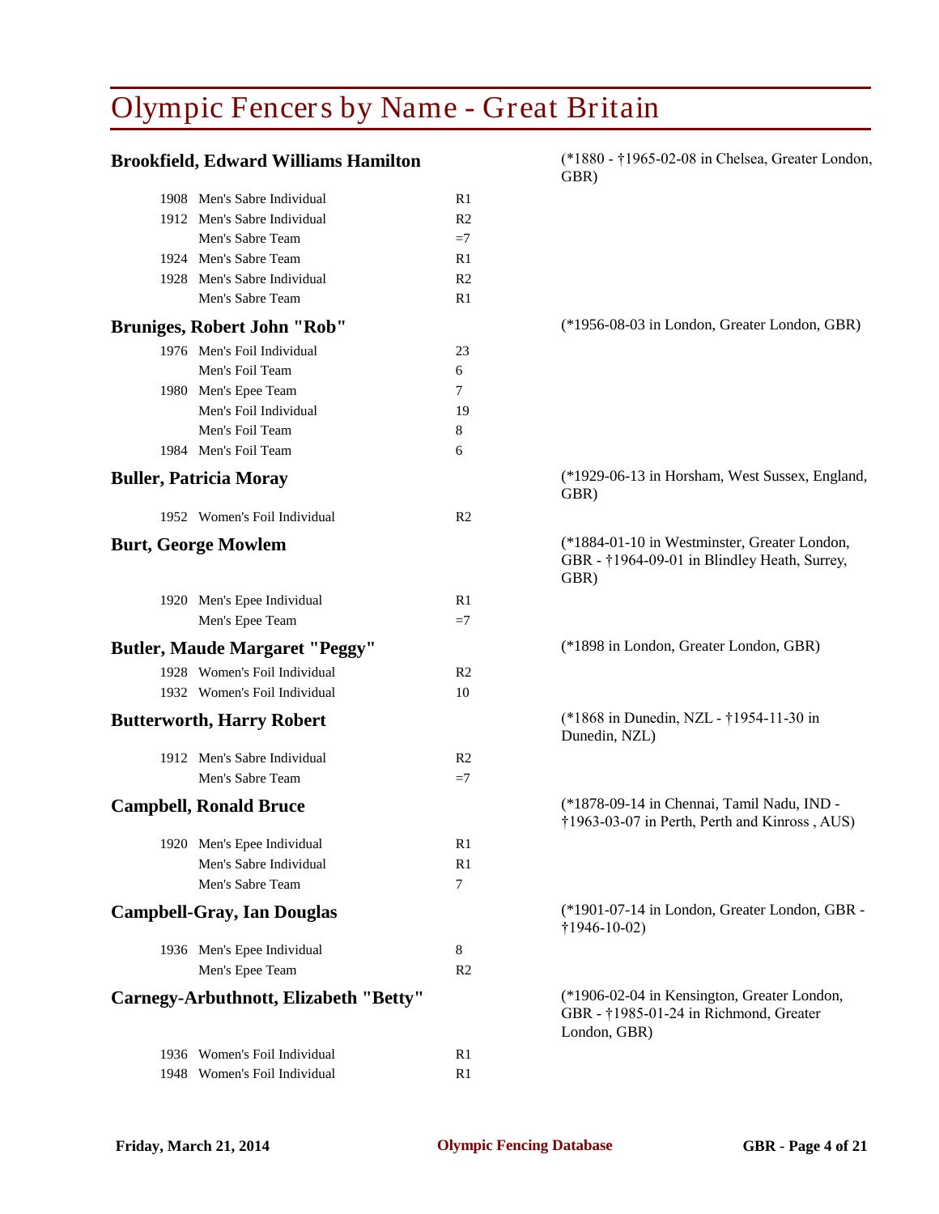# Olympic Fencers by Name - Great Britain

## Brookfield, Edward Williams Hamilton

(*1880 - †1965-02-08 in Chelsea, Greater London, GBR)

| Year | Event | Result |
|---|---|---|
| 1908 | Men's Sabre Individual | R1 |
| 1912 | Men's Sabre Individual | R2 |
| | Men's Sabre Team | =7 |
| 1924 | Men's Sabre Team | R1 |
| 1928 | Men's Sabre Individual | R2 |
| | Men's Sabre Team | R1 |

## Bruniges, Robert John "Rob"

(*1956-08-03 in London, Greater London, GBR)

| Year | Event | Result |
|---|---|---|
| 1976 | Men's Foil Individual | 23 |
| | Men's Foil Team | 6 |
| 1980 | Men's Epee Team | 7 |
| | Men's Foil Individual | 19 |
| | Men's Foil Team | 8 |
| 1984 | Men's Foil Team | 6 |

## Buller, Patricia Moray

(*1929-06-13 in Horsham, West Sussex, England, GBR)

| Year | Event | Result |
|---|---|---|
| 1952 | Women's Foil Individual | R2 |

## Burt, George Mowlem

(*1884-01-10 in Westminster, Greater London, GBR - †1964-09-01 in Blindley Heath, Surrey, GBR)

| Year | Event | Result |
|---|---|---|
| 1920 | Men's Epee Individual | R1 |
| | Men's Epee Team | =7 |

## Butler, Maude Margaret "Peggy"

(*1898 in London, Greater London, GBR)

| Year | Event | Result |
|---|---|---|
| 1928 | Women's Foil Individual | R2 |
| 1932 | Women's Foil Individual | 10 |

## Butterworth, Harry Robert

(*1868 in Dunedin, NZL - †1954-11-30 in Dunedin, NZL)

| Year | Event | Result |
|---|---|---|
| 1912 | Men's Sabre Individual | R2 |
| | Men's Sabre Team | =7 |

## Campbell, Ronald Bruce

(*1878-09-14 in Chennai, Tamil Nadu, IND - †1963-03-07 in Perth, Perth and Kinross , AUS)

| Year | Event | Result |
|---|---|---|
| 1920 | Men's Epee Individual | R1 |
| | Men's Sabre Individual | R1 |
| | Men's Sabre Team | 7 |

## Campbell-Gray, Ian Douglas

(*1901-07-14 in London, Greater London, GBR - †1946-10-02)

| Year | Event | Result |
|---|---|---|
| 1936 | Men's Epee Individual | 8 |
| | Men's Epee Team | R2 |

## Carnegy-Arbuthnott, Elizabeth "Betty"

(*1906-02-04 in Kensington, Greater London, GBR - †1985-01-24 in Richmond, Greater London, GBR)

| Year | Event | Result |
|---|---|---|
| 1936 | Women's Foil Individual | R1 |
| 1948 | Women's Foil Individual | R1 |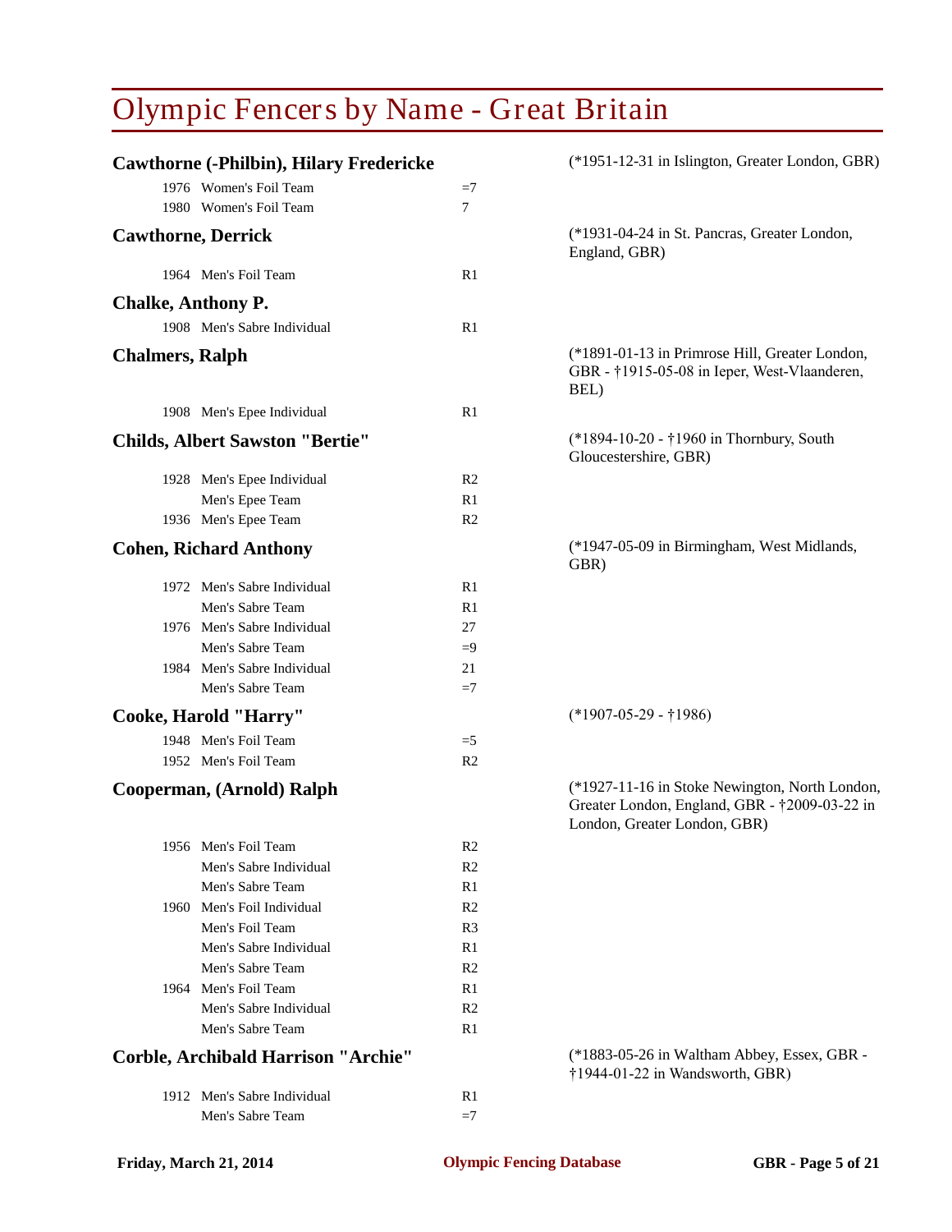# Olympic Fencers by Name - Great Britain

**Cawthorne (-Philbin), Hilary Fredericke** (*1951-12-31 in Islington, Greater London, GBR)

| | | |
|---|---|---|
| 1976 | Women's Foil Team | =7 |
| 1980 | Women's Foil Team | 7 |

**Cawthorne, Derrick** (*1931-04-24 in St. Pancras, Greater London, England, GBR)

| | | |
|---|---|---|
| 1964 | Men's Foil Team | R1 |

**Chalke, Anthony P.**

| | | |
|---|---|---|
| 1908 | Men's Sabre Individual | R1 |

**Chalmers, Ralph** (*1891-01-13 in Primrose Hill, Greater London, GBR - †1915-05-08 in Ieper, West-Vlaanderen, BEL)

| | | |
|---|---|---|
| 1908 | Men's Epee Individual | R1 |

**Childs, Albert Sawston "Bertie"** (*1894-10-20 - †1960 in Thornbury, South Gloucestershire, GBR)

| | | |
|---|---|---|
| 1928 | Men's Epee Individual | R2 |
| | Men's Epee Team | R1 |
| 1936 | Men's Epee Team | R2 |

**Cohen, Richard Anthony** (*1947-05-09 in Birmingham, West Midlands, GBR)

| | | |
|---|---|---|
| 1972 | Men's Sabre Individual | R1 |
| | Men's Sabre Team | R1 |
| 1976 | Men's Sabre Individual | 27 |
| | Men's Sabre Team | =9 |
| 1984 | Men's Sabre Individual | 21 |
| | Men's Sabre Team | =7 |

**Cooke, Harold "Harry"** (*1907-05-29 - †1986)

| | | |
|---|---|---|
| 1948 | Men's Foil Team | =5 |
| 1952 | Men's Foil Team | R2 |

**Cooperman, (Arnold) Ralph** (*1927-11-16 in Stoke Newington, North London, Greater London, England, GBR - †2009-03-22 in London, Greater London, GBR)

| | | |
|---|---|---|
| 1956 | Men's Foil Team | R2 |
| | Men's Sabre Individual | R2 |
| | Men's Sabre Team | R1 |
| 1960 | Men's Foil Individual | R2 |
| | Men's Foil Team | R3 |
| | Men's Sabre Individual | R1 |
| | Men's Sabre Team | R2 |
| 1964 | Men's Foil Team | R1 |
| | Men's Sabre Individual | R2 |
| | Men's Sabre Team | R1 |

**Corble, Archibald Harrison "Archie"** (*1883-05-26 in Waltham Abbey, Essex, GBR - †1944-01-22 in Wandsworth, GBR)

| | | |
|---|---|---|
| 1912 | Men's Sabre Individual | R1 |
| | Men's Sabre Team | =7 |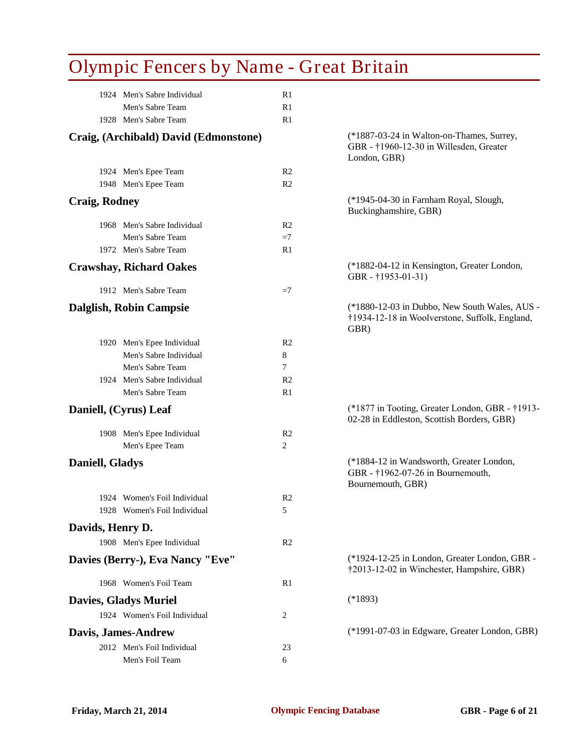# Olympic Fencers by Name - Great Britain

| | | |
|---|---|---|
| 1924 | Men's Sabre Individual | R1 |
| | Men's Sabre Team | R1 |
| 1928 | Men's Sabre Team | R1 |

**Craig, (Archibald) David (Edmonstone)** (*1887-03-24 in Walton-on-Thames, Surrey, GBR - †1960-12-30 in Willesden, Greater London, GBR)

| | | |
|---|---|---|
| 1924 | Men's Epee Team | R2 |
| 1948 | Men's Epee Team | R2 |

**Craig, Rodney** (*1945-04-30 in Farnham Royal, Slough, Buckinghamshire, GBR)

| | | |
|---|---|---|
| 1968 | Men's Sabre Individual | R2 |
| | Men's Sabre Team | =7 |
| 1972 | Men's Sabre Team | R1 |

**Crawshay, Richard Oakes** (*1882-04-12 in Kensington, Greater London, GBR - †1953-01-31)

| | | |
|---|---|---|
| 1912 | Men's Sabre Team | =7 |

**Dalglish, Robin Campsie** (*1880-12-03 in Dubbo, New South Wales, AUS - †1934-12-18 in Woolverstone, Suffolk, England, GBR)

| | | |
|---|---|---|
| 1920 | Men's Epee Individual | R2 |
| | Men's Sabre Individual | 8 |
| | Men's Sabre Team | 7 |
| 1924 | Men's Sabre Individual | R2 |
| | Men's Sabre Team | R1 |

**Daniell, (Cyrus) Leaf** (*1877 in Tooting, Greater London, GBR - †1913-02-28 in Eddleston, Scottish Borders, GBR)

| | | |
|---|---|---|
| 1908 | Men's Epee Individual | R2 |
| | Men's Epee Team | 2 |

**Daniell, Gladys** (*1884-12 in Wandsworth, Greater London, GBR - †1962-07-26 in Bournemouth, Bournemouth, GBR)

| | | |
|---|---|---|
| 1924 | Women's Foil Individual | R2 |
| 1928 | Women's Foil Individual | 5 |

**Davids, Henry D.**

| | | |
|---|---|---|
| 1908 | Men's Epee Individual | R2 |

**Davies (Berry-), Eva Nancy "Eve"** (*1924-12-25 in London, Greater London, GBR - †2013-12-02 in Winchester, Hampshire, GBR)

| | | |
|---|---|---|
| 1968 | Women's Foil Team | R1 |

**Davies, Gladys Muriel** (*1893)

| | | |
|---|---|---|
| 1924 | Women's Foil Individual | 2 |

**Davis, James-Andrew** (*1991-07-03 in Edgware, Greater London, GBR)

| | | |
|---|---|---|
| 2012 | Men's Foil Individual | 23 |
| | Men's Foil Team | 6 |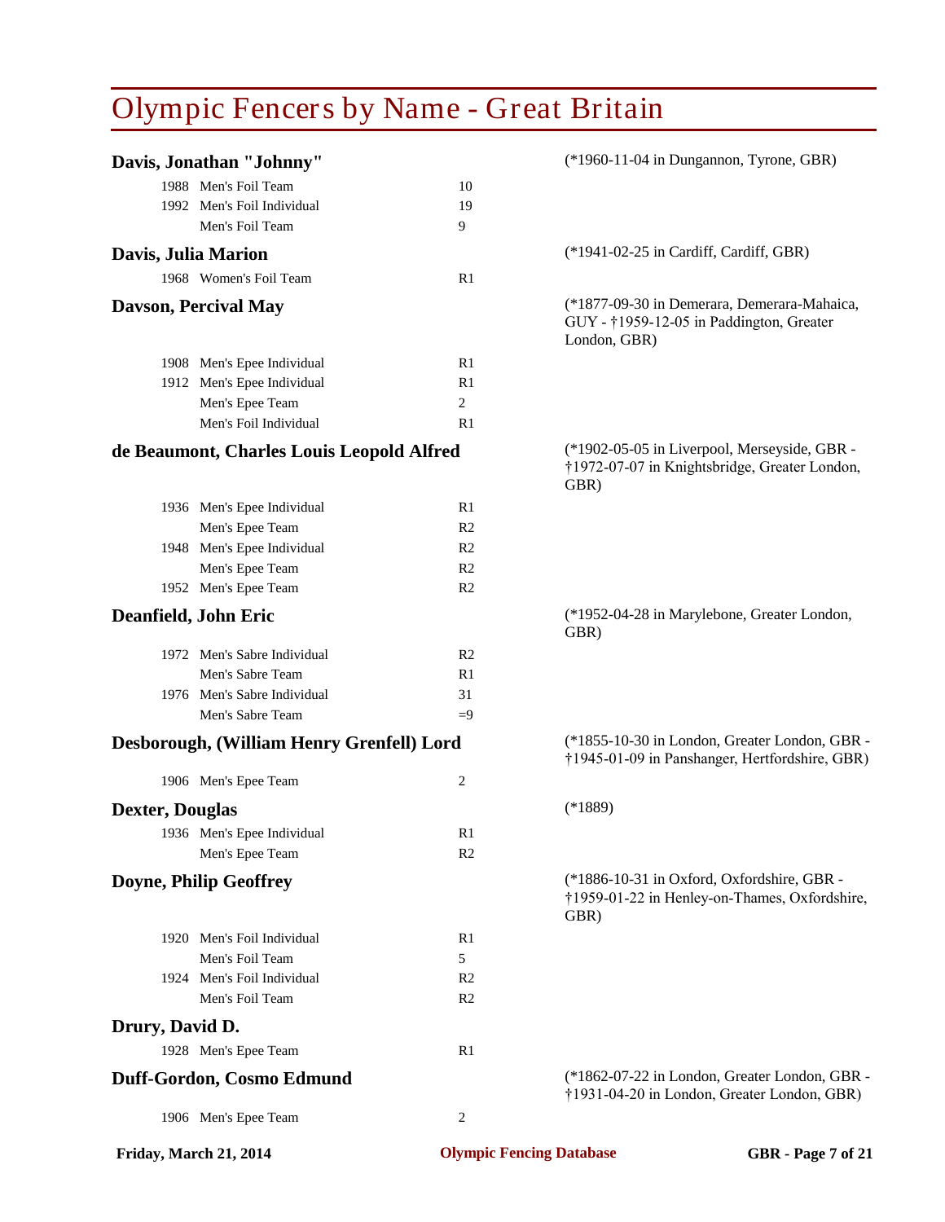# Olympic Fencers by Name - Great Britain

### Davis, Jonathan "Johnny"

(*1960-11-04 in Dungannon, Tyrone, GBR)

| Year | Event | Result |
|---|---|---|
| 1988 | Men's Foil Team | 10 |
| 1992 | Men's Foil Individual | 19 |
| | Men's Foil Team | 9 |

### Davis, Julia Marion

(*1941-02-25 in Cardiff, Cardiff, GBR)

| Year | Event | Result |
|---|---|---|
| 1968 | Women's Foil Team | R1 |

### Davson, Percival May

(*1877-09-30 in Demerara, Demerara-Mahaica, GUY - †1959-12-05 in Paddington, Greater London, GBR)

| Year | Event | Result |
|---|---|---|
| 1908 | Men's Epee Individual | R1 |
| 1912 | Men's Epee Individual | R1 |
| | Men's Epee Team | 2 |
| | Men's Foil Individual | R1 |

### de Beaumont, Charles Louis Leopold Alfred

(*1902-05-05 in Liverpool, Merseyside, GBR - †1972-07-07 in Knightsbridge, Greater London, GBR)

| Year | Event | Result |
|---|---|---|
| 1936 | Men's Epee Individual | R1 |
| | Men's Epee Team | R2 |
| 1948 | Men's Epee Individual | R2 |
| | Men's Epee Team | R2 |
| 1952 | Men's Epee Team | R2 |

### Deanfield, John Eric

(*1952-04-28 in Marylebone, Greater London, GBR)

| Year | Event | Result |
|---|---|---|
| 1972 | Men's Sabre Individual | R2 |
| | Men's Sabre Team | R1 |
| 1976 | Men's Sabre Individual | 31 |
| | Men's Sabre Team | =9 |

### Desborough, (William Henry Grenfell) Lord

(*1855-10-30 in London, Greater London, GBR - †1945-01-09 in Panshanger, Hertfordshire, GBR)

| Year | Event | Result |
|---|---|---|
| 1906 | Men's Epee Team | 2 |

### Dexter, Douglas

(*1889)

| Year | Event | Result |
|---|---|---|
| 1936 | Men's Epee Individual | R1 |
| | Men's Epee Team | R2 |

### Doyne, Philip Geoffrey

(*1886-10-31 in Oxford, Oxfordshire, GBR - †1959-01-22 in Henley-on-Thames, Oxfordshire, GBR)

| Year | Event | Result |
|---|---|---|
| 1920 | Men's Foil Individual | R1 |
| | Men's Foil Team | 5 |
| 1924 | Men's Foil Individual | R2 |
| | Men's Foil Team | R2 |

### Drury, David D.

| Year | Event | Result |
|---|---|---|
| 1928 | Men's Epee Team | R1 |

### Duff-Gordon, Cosmo Edmund

(*1862-07-22 in London, Greater London, GBR - †1931-04-20 in London, Greater London, GBR)

| Year | Event | Result |
|---|---|---|
| 1906 | Men's Epee Team | 2 |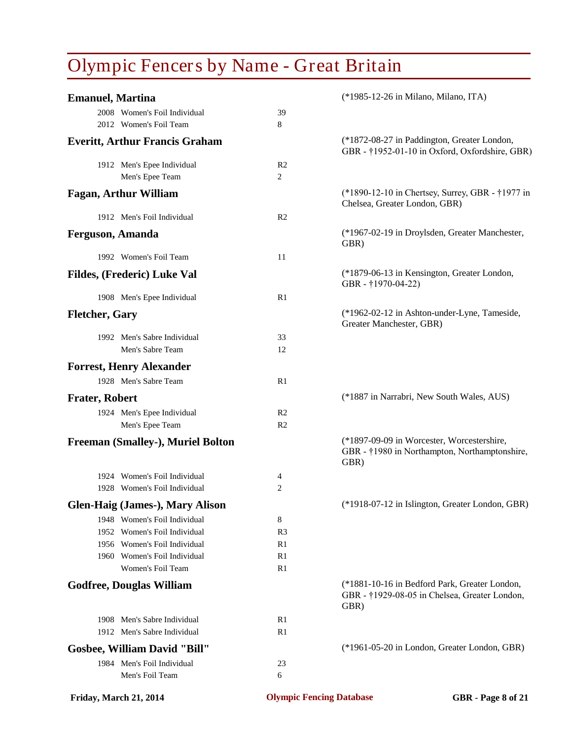# Olympic Fencers by Name - Great Britain

### Emanuel, Martina
(*1985-12-26 in Milano, Milano, ITA)

| Year | Event | Result |
|---|---|---|
| 2008 | Women's Foil Individual | 39 |
| 2012 | Women's Foil Team | 8 |

### Everitt, Arthur Francis Graham
(*1872-08-27 in Paddington, Greater London, GBR - †1952-01-10 in Oxford, Oxfordshire, GBR)

| Year | Event | Result |
|---|---|---|
| 1912 | Men's Epee Individual | R2 |
| | Men's Epee Team | 2 |

### Fagan, Arthur William
(*1890-12-10 in Chertsey, Surrey, GBR - †1977 in Chelsea, Greater London, GBR)

| Year | Event | Result |
|---|---|---|
| 1912 | Men's Foil Individual | R2 |

### Ferguson, Amanda
(*1967-02-19 in Droylsden, Greater Manchester, GBR)

| Year | Event | Result |
|---|---|---|
| 1992 | Women's Foil Team | 11 |

### Fildes, (Frederic) Luke Val
(*1879-06-13 in Kensington, Greater London, GBR - †1970-04-22)

| Year | Event | Result |
|---|---|---|
| 1908 | Men's Epee Individual | R1 |

### Fletcher, Gary
(*1962-02-12 in Ashton-under-Lyne, Tameside, Greater Manchester, GBR)

| Year | Event | Result |
|---|---|---|
| 1992 | Men's Sabre Individual | 33 |
| | Men's Sabre Team | 12 |

### Forrest, Henry Alexander

| Year | Event | Result |
|---|---|---|
| 1928 | Men's Sabre Team | R1 |

### Frater, Robert
(*1887 in Narrabri, New South Wales, AUS)

| Year | Event | Result |
|---|---|---|
| 1924 | Men's Epee Individual | R2 |
| | Men's Epee Team | R2 |

### Freeman (Smalley-), Muriel Bolton
(*1897-09-09 in Worcester, Worcestershire, GBR - †1980 in Northampton, Northamptonshire, GBR)

| Year | Event | Result |
|---|---|---|
| 1924 | Women's Foil Individual | 4 |
| 1928 | Women's Foil Individual | 2 |

### Glen-Haig (James-), Mary Alison
(*1918-07-12 in Islington, Greater London, GBR)

| Year | Event | Result |
|---|---|---|
| 1948 | Women's Foil Individual | 8 |
| 1952 | Women's Foil Individual | R3 |
| 1956 | Women's Foil Individual | R1 |
| 1960 | Women's Foil Individual | R1 |
| | Women's Foil Team | R1 |

### Godfree, Douglas William
(*1881-10-16 in Bedford Park, Greater London, GBR - †1929-08-05 in Chelsea, Greater London, GBR)

| Year | Event | Result |
|---|---|---|
| 1908 | Men's Sabre Individual | R1 |
| 1912 | Men's Sabre Individual | R1 |

### Gosbee, William David "Bill"
(*1961-05-20 in London, Greater London, GBR)

| Year | Event | Result |
|---|---|---|
| 1984 | Men's Foil Individual | 23 |
| | Men's Foil Team | 6 |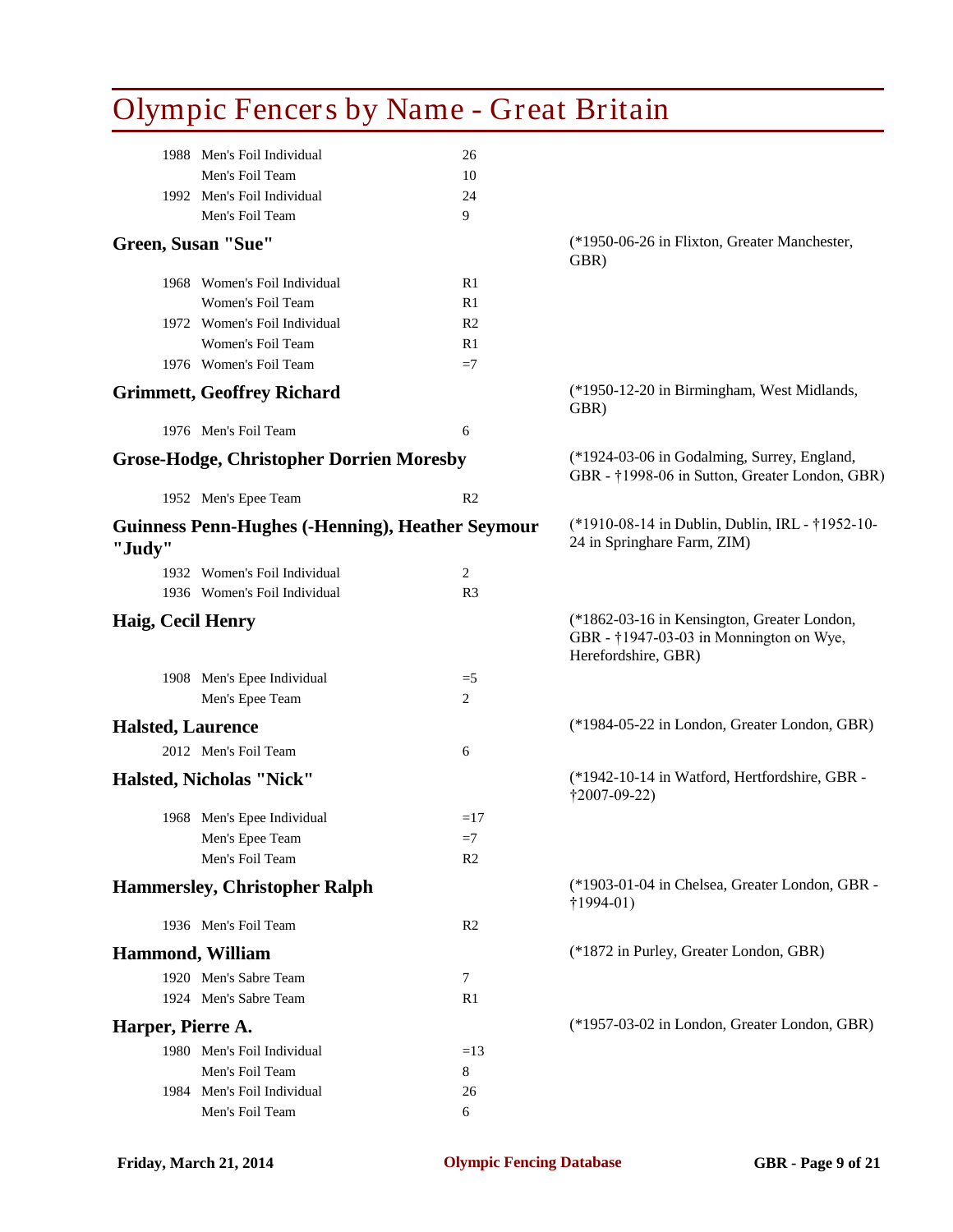| | | |
|---|---|---|
| 1988 | Men's Foil Individual | 26 |
| | Men's Foil Team | 10 |
| 1992 | Men's Foil Individual | 24 |
| | Men's Foil Team | 9 |

### Green, Susan "Sue"

(*1950-06-26 in Flixton, Greater Manchester, GBR)

| | | |
|---|---|---|
| 1968 | Women's Foil Individual | R1 |
| | Women's Foil Team | R1 |
| 1972 | Women's Foil Individual | R2 |
| | Women's Foil Team | R1 |
| 1976 | Women's Foil Team | =7 |

### Grimmett, Geoffrey Richard

(*1950-12-20 in Birmingham, West Midlands, GBR)

| | | |
|---|---|---|
| 1976 | Men's Foil Team | 6 |

### Grose-Hodge, Christopher Dorrien Moresby

(*1924-03-06 in Godalming, Surrey, England, GBR - †1998-06 in Sutton, Greater London, GBR)

| | | |
|---|---|---|
| 1952 | Men's Epee Team | R2 |

### Guinness Penn-Hughes (-Henning), Heather Seymour "Judy"

(*1910-08-14 in Dublin, Dublin, IRL - †1952-10-24 in Springhare Farm, ZIM)

| | | |
|---|---|---|
| 1932 | Women's Foil Individual | 2 |
| 1936 | Women's Foil Individual | R3 |

### Haig, Cecil Henry

(*1862-03-16 in Kensington, Greater London, GBR - †1947-03-03 in Monnington on Wye, Herefordshire, GBR)

| | | |
|---|---|---|
| 1908 | Men's Epee Individual | =5 |
| | Men's Epee Team | 2 |

### Halsted, Laurence

(*1984-05-22 in London, Greater London, GBR)

| | | |
|---|---|---|
| 2012 | Men's Foil Team | 6 |

### Halsted, Nicholas "Nick"

(*1942-10-14 in Watford, Hertfordshire, GBR - †2007-09-22)

| | | |
|---|---|---|
| 1968 | Men's Epee Individual | =17 |
| | Men's Epee Team | =7 |
| | Men's Foil Team | R2 |

### Hammersley, Christopher Ralph

(*1903-01-04 in Chelsea, Greater London, GBR - †1994-01)

| | | |
|---|---|---|
| 1936 | Men's Foil Team | R2 |

### Hammond, William

(*1872 in Purley, Greater London, GBR)

| | | |
|---|---|---|
| 1920 | Men's Sabre Team | 7 |
| 1924 | Men's Sabre Team | R1 |

### Harper, Pierre A.

(*1957-03-02 in London, Greater London, GBR)

| | | |
|---|---|---|
| 1980 | Men's Foil Individual | =13 |
| | Men's Foil Team | 8 |
| 1984 | Men's Foil Individual | 26 |
| | Men's Foil Team | 6 |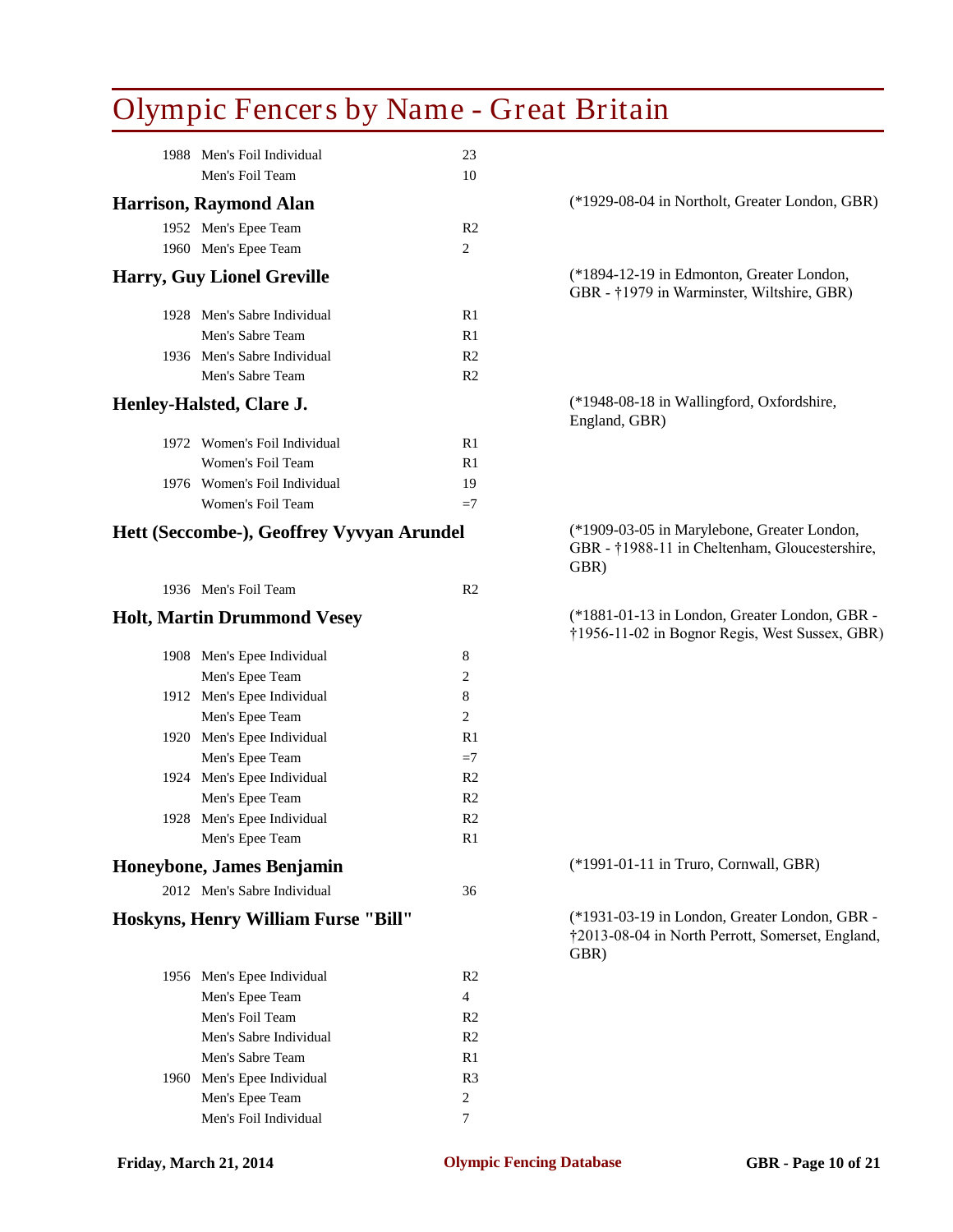# Olympic Fencers by Name - Great Britain

| | | |
|---|---|---|
| 1988 | Men's Foil Individual | 23 |
| | Men's Foil Team | 10 |

### Harrison, Raymond Alan

(*1929-08-04 in Northolt, Greater London, GBR)

| | | |
|---|---|---|
| 1952 | Men's Epee Team | R2 |
| 1960 | Men's Epee Team | 2 |

### Harry, Guy Lionel Greville

(*1894-12-19 in Edmonton, Greater London, GBR - †1979 in Warminster, Wiltshire, GBR)

| | | |
|---|---|---|
| 1928 | Men's Sabre Individual | R1 |
| | Men's Sabre Team | R1 |
| 1936 | Men's Sabre Individual | R2 |
| | Men's Sabre Team | R2 |

### Henley-Halsted, Clare J.

(*1948-08-18 in Wallingford, Oxfordshire, England, GBR)

| | | |
|---|---|---|
| 1972 | Women's Foil Individual | R1 |
| | Women's Foil Team | R1 |
| 1976 | Women's Foil Individual | 19 |
| | Women's Foil Team | =7 |

### Hett (Seccombe-), Geoffrey Vyvyan Arundel

(*1909-03-05 in Marylebone, Greater London, GBR - †1988-11 in Cheltenham, Gloucestershire, GBR)

| | | |
|---|---|---|
| 1936 | Men's Foil Team | R2 |

### Holt, Martin Drummond Vesey

(*1881-01-13 in London, Greater London, GBR - †1956-11-02 in Bognor Regis, West Sussex, GBR)

| | | |
|---|---|---|
| 1908 | Men's Epee Individual | 8 |
| | Men's Epee Team | 2 |
| 1912 | Men's Epee Individual | 8 |
| | Men's Epee Team | 2 |
| 1920 | Men's Epee Individual | R1 |
| | Men's Epee Team | =7 |
| 1924 | Men's Epee Individual | R2 |
| | Men's Epee Team | R2 |
| 1928 | Men's Epee Individual | R2 |
| | Men's Epee Team | R1 |

### Honeybone, James Benjamin

(*1991-01-11 in Truro, Cornwall, GBR)

| | | |
|---|---|---|
| 2012 | Men's Sabre Individual | 36 |

### Hoskyns, Henry William Furse "Bill"

(*1931-03-19 in London, Greater London, GBR - †2013-08-04 in North Perrott, Somerset, England, GBR)

| | | |
|---|---|---|
| 1956 | Men's Epee Individual | R2 |
| | Men's Epee Team | 4 |
| | Men's Foil Team | R2 |
| | Men's Sabre Individual | R2 |
| | Men's Sabre Team | R1 |
| 1960 | Men's Epee Individual | R3 |
| | Men's Epee Team | 2 |
| | Men's Foil Individual | 7 |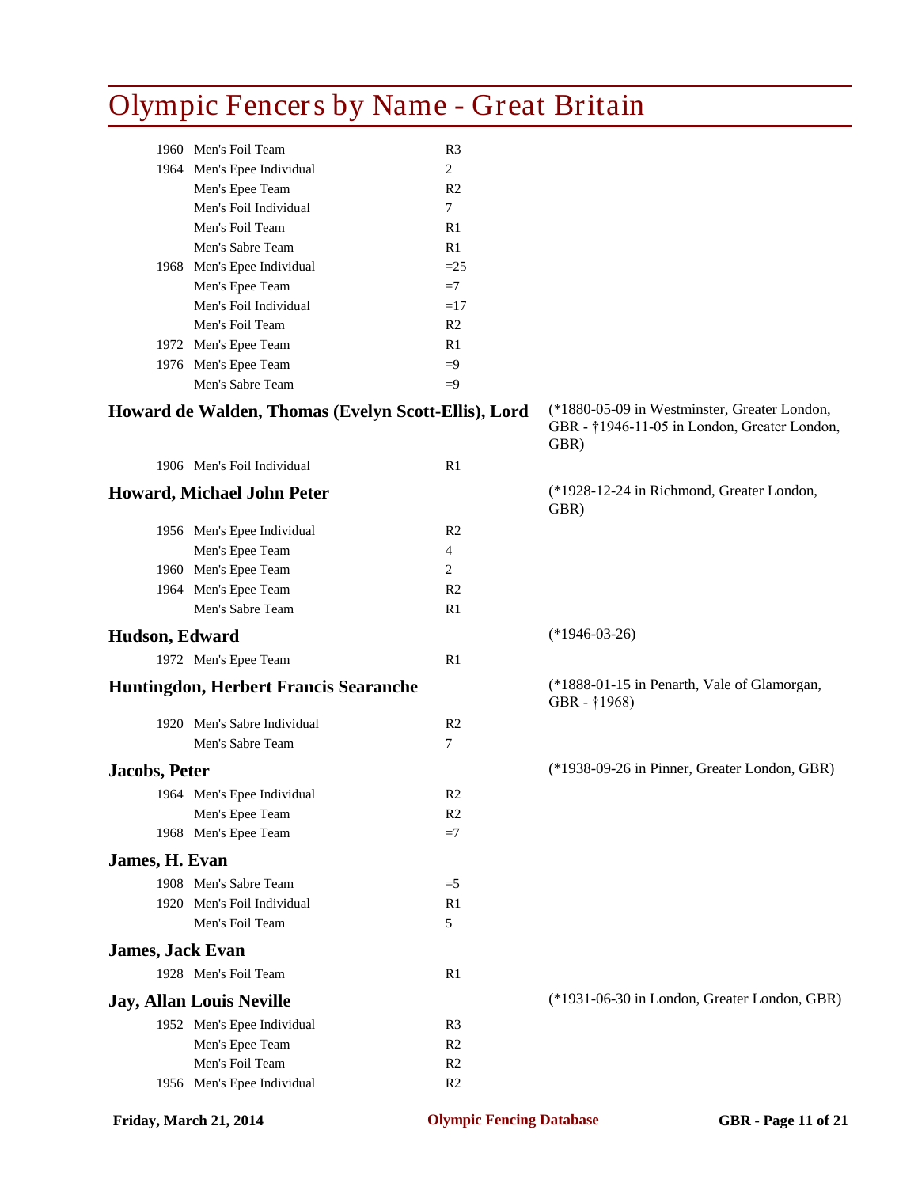# Olympic Fencers by Name - Great Britain

| Year | Event | Result |
|---|---|---|
| 1960 | Men's Foil Team | R3 |
| 1964 | Men's Epee Individual | 2 |
| | Men's Epee Team | R2 |
| | Men's Foil Individual | 7 |
| | Men's Foil Team | R1 |
| | Men's Sabre Team | R1 |
| 1968 | Men's Epee Individual | =25 |
| | Men's Epee Team | =7 |
| | Men's Foil Individual | =17 |
| | Men's Foil Team | R2 |
| 1972 | Men's Epee Team | R1 |
| 1976 | Men's Epee Team | =9 |
| | Men's Sabre Team | =9 |

### Howard de Walden, Thomas (Evelyn Scott-Ellis), Lord

(*1880-05-09 in Westminster, Greater London, GBR - †1946-11-05 in London, Greater London, GBR)

| Year | Event | Result |
|---|---|---|
| 1906 | Men's Foil Individual | R1 |

### Howard, Michael John Peter

(*1928-12-24 in Richmond, Greater London, GBR)

| Year | Event | Result |
|---|---|---|
| 1956 | Men's Epee Individual | R2 |
| | Men's Epee Team | 4 |
| 1960 | Men's Epee Team | 2 |
| 1964 | Men's Epee Team | R2 |
| | Men's Sabre Team | R1 |

### Hudson, Edward

(*1946-03-26)

| Year | Event | Result |
|---|---|---|
| 1972 | Men's Epee Team | R1 |

### Huntingdon, Herbert Francis Searanche

(*1888-01-15 in Penarth, Vale of Glamorgan, GBR - †1968)

| Year | Event | Result |
|---|---|---|
| 1920 | Men's Sabre Individual | R2 |
| | Men's Sabre Team | 7 |

### Jacobs, Peter

(*1938-09-26 in Pinner, Greater London, GBR)

| Year | Event | Result |
|---|---|---|
| 1964 | Men's Epee Individual | R2 |
| | Men's Epee Team | R2 |
| 1968 | Men's Epee Team | =7 |

### James, H. Evan

| Year | Event | Result |
|---|---|---|
| 1908 | Men's Sabre Team | =5 |
| 1920 | Men's Foil Individual | R1 |
| | Men's Foil Team | 5 |

### James, Jack Evan

| Year | Event | Result |
|---|---|---|
| 1928 | Men's Foil Team | R1 |

### Jay, Allan Louis Neville

(*1931-06-30 in London, Greater London, GBR)

| Year | Event | Result |
|---|---|---|
| 1952 | Men's Epee Individual | R3 |
| | Men's Epee Team | R2 |
| | Men's Foil Team | R2 |
| 1956 | Men's Epee Individual | R2 |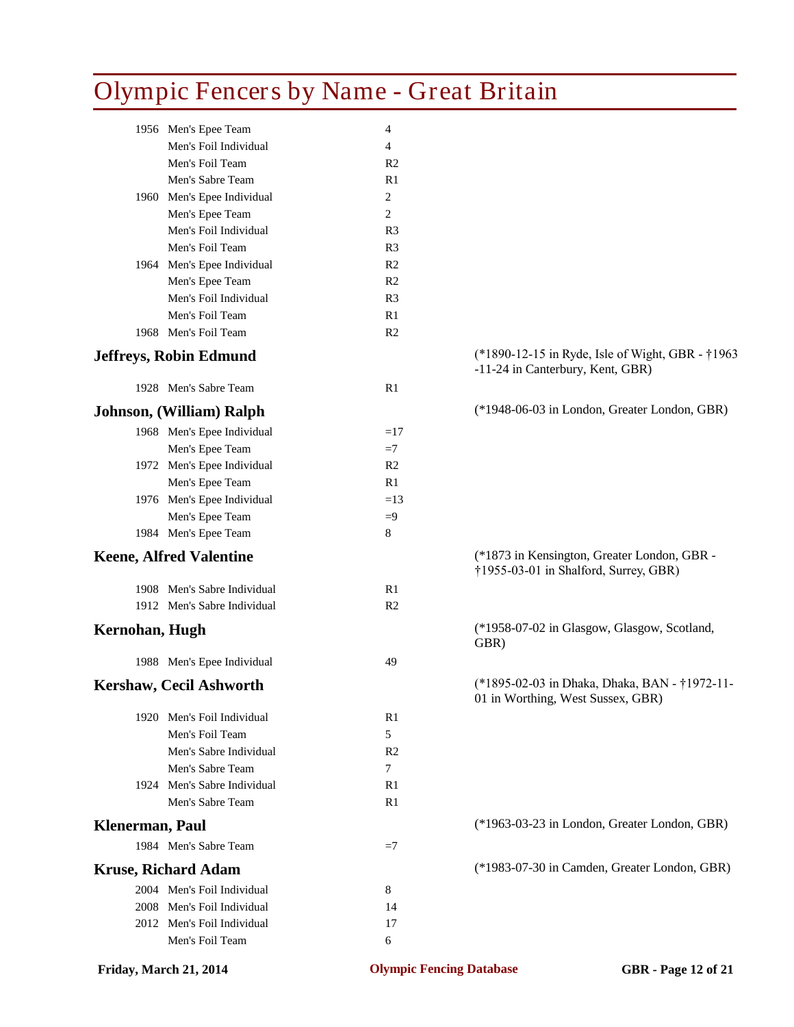| Year | Event | Result |
|---|---|---|
| 1956 | Men's Epee Team | 4 |
| | Men's Foil Individual | 4 |
| | Men's Foil Team | R2 |
| | Men's Sabre Team | R1 |
| 1960 | Men's Epee Individual | 2 |
| | Men's Epee Team | 2 |
| | Men's Foil Individual | R3 |
| | Men's Foil Team | R3 |
| 1964 | Men's Epee Individual | R2 |
| | Men's Epee Team | R2 |
| | Men's Foil Individual | R3 |
| | Men's Foil Team | R1 |
| 1968 | Men's Foil Team | R2 |

**Jeffreys, Robin Edmund** (*1890-12-15 in Ryde, Isle of Wight, GBR - †1963-11-24 in Canterbury, Kent, GBR)

| Year | Event | Result |
|---|---|---|
| 1928 | Men's Sabre Team | R1 |

**Johnson, (William) Ralph** (*1948-06-03 in London, Greater London, GBR)

| Year | Event | Result |
|---|---|---|
| 1968 | Men's Epee Individual | =17 |
| | Men's Epee Team | =7 |
| 1972 | Men's Epee Individual | R2 |
| | Men's Epee Team | R1 |
| 1976 | Men's Epee Individual | =13 |
| | Men's Epee Team | =9 |
| 1984 | Men's Epee Team | 8 |

**Keene, Alfred Valentine** (*1873 in Kensington, Greater London, GBR - †1955-03-01 in Shalford, Surrey, GBR)

| Year | Event | Result |
|---|---|---|
| 1908 | Men's Sabre Individual | R1 |
| 1912 | Men's Sabre Individual | R2 |

**Kernohan, Hugh** (*1958-07-02 in Glasgow, Glasgow, Scotland, GBR)

| Year | Event | Result |
|---|---|---|
| 1988 | Men's Epee Individual | 49 |

**Kershaw, Cecil Ashworth** (*1895-02-03 in Dhaka, Dhaka, BAN - †1972-11-01 in Worthing, West Sussex, GBR)

| Year | Event | Result |
|---|---|---|
| 1920 | Men's Foil Individual | R1 |
| | Men's Foil Team | 5 |
| | Men's Sabre Individual | R2 |
| | Men's Sabre Team | 7 |
| 1924 | Men's Sabre Individual | R1 |
| | Men's Sabre Team | R1 |

**Klenerman, Paul** (*1963-03-23 in London, Greater London, GBR)

| Year | Event | Result |
|---|---|---|
| 1984 | Men's Sabre Team | =7 |

**Kruse, Richard Adam** (*1983-07-30 in Camden, Greater London, GBR)

| Year | Event | Result |
|---|---|---|
| 2004 | Men's Foil Individual | 8 |
| 2008 | Men's Foil Individual | 14 |
| 2012 | Men's Foil Individual | 17 |
| | Men's Foil Team | 6 |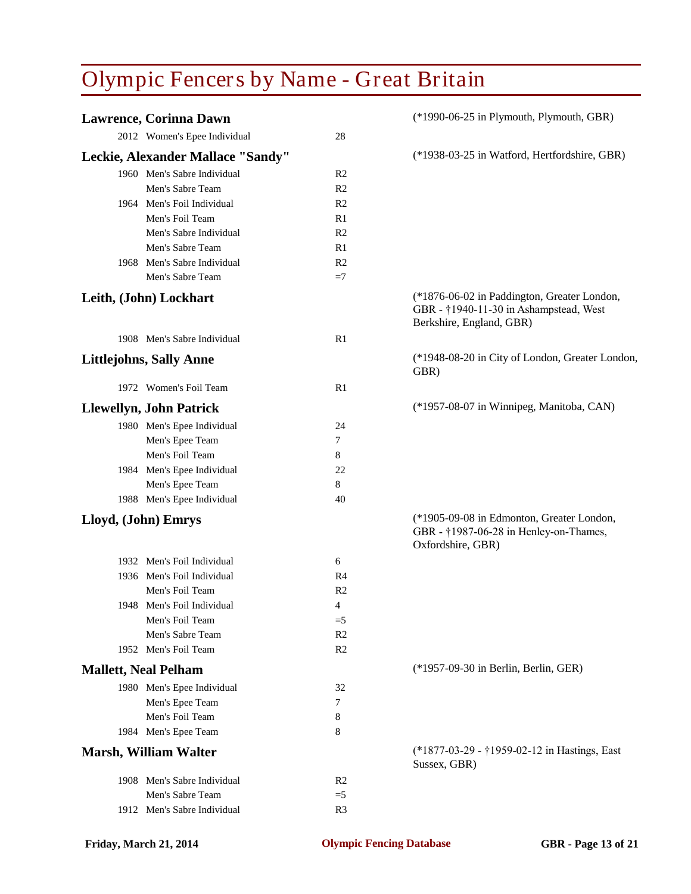# Olympic Fencers by Name - Great Britain

**Lawrence, Corinna Dawn** (*1990-06-25 in Plymouth, Plymouth, GBR)

| Year | Event | Result |
|---|---|---|
| 2012 | Women's Epee Individual | 28 |

**Leckie, Alexander Mallace "Sandy"** (*1938-03-25 in Watford, Hertfordshire, GBR)

| Year | Event | Result |
|---|---|---|
| 1960 | Men's Sabre Individual | R2 |
| | Men's Sabre Team | R2 |
| 1964 | Men's Foil Individual | R2 |
| | Men's Foil Team | R1 |
| | Men's Sabre Individual | R2 |
| | Men's Sabre Team | R1 |
| 1968 | Men's Sabre Individual | R2 |
| | Men's Sabre Team | =7 |

**Leith, (John) Lockhart** (*1876-06-02 in Paddington, Greater London, GBR - †1940-11-30 in Ashampstead, West Berkshire, England, GBR)

| Year | Event | Result |
|---|---|---|
| 1908 | Men's Sabre Individual | R1 |

**Littlejohns, Sally Anne** (*1948-08-20 in City of London, Greater London, GBR)

| Year | Event | Result |
|---|---|---|
| 1972 | Women's Foil Team | R1 |

**Llewellyn, John Patrick** (*1957-08-07 in Winnipeg, Manitoba, CAN)

| Year | Event | Result |
|---|---|---|
| 1980 | Men's Epee Individual | 24 |
| | Men's Epee Team | 7 |
| | Men's Foil Team | 8 |
| 1984 | Men's Epee Individual | 22 |
| | Men's Epee Team | 8 |
| 1988 | Men's Epee Individual | 40 |

**Lloyd, (John) Emrys** (*1905-09-08 in Edmonton, Greater London, GBR - †1987-06-28 in Henley-on-Thames, Oxfordshire, GBR)

| Year | Event | Result |
|---|---|---|
| 1932 | Men's Foil Individual | 6 |
| 1936 | Men's Foil Individual | R4 |
| | Men's Foil Team | R2 |
| 1948 | Men's Foil Individual | 4 |
| | Men's Foil Team | =5 |
| | Men's Sabre Team | R2 |
| 1952 | Men's Foil Team | R2 |

**Mallett, Neal Pelham** (*1957-09-30 in Berlin, Berlin, GER)

| Year | Event | Result |
|---|---|---|
| 1980 | Men's Epee Individual | 32 |
| | Men's Epee Team | 7 |
| | Men's Foil Team | 8 |
| 1984 | Men's Epee Team | 8 |

**Marsh, William Walter** (*1877-03-29 - †1959-02-12 in Hastings, East Sussex, GBR)

| Year | Event | Result |
|---|---|---|
| 1908 | Men's Sabre Individual | R2 |
| | Men's Sabre Team | =5 |
| 1912 | Men's Sabre Individual | R3 |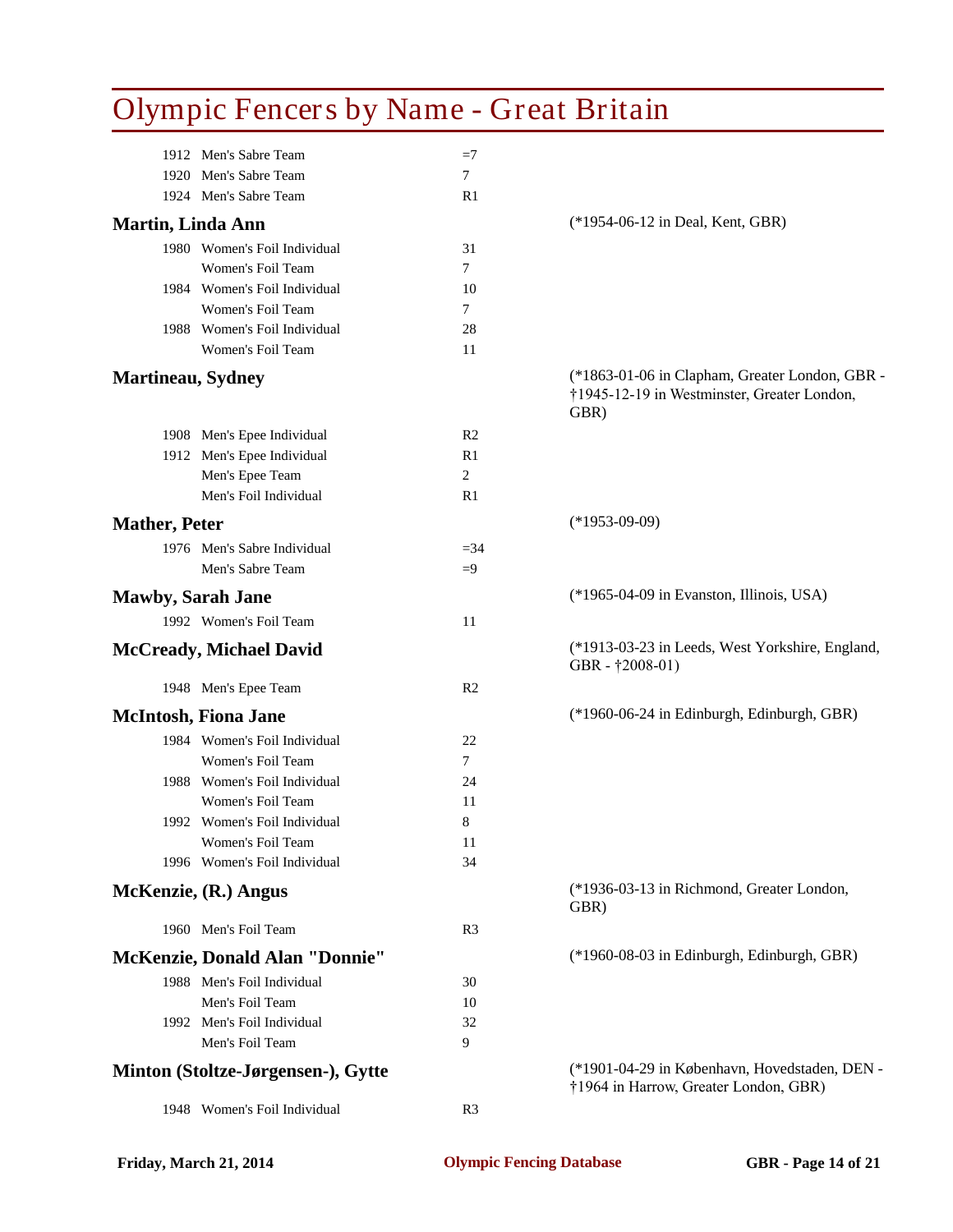# Olympic Fencers by Name - Great Britain

| | | |
|---|---|---|
| 1912 | Men's Sabre Team | =7 |
| 1920 | Men's Sabre Team | 7 |
| 1924 | Men's Sabre Team | R1 |

## Martin, Linda Ann

(*1954-06-12 in Deal, Kent, GBR)

| | | |
|---|---|---|
| 1980 | Women's Foil Individual | 31 |
| | Women's Foil Team | 7 |
| 1984 | Women's Foil Individual | 10 |
| | Women's Foil Team | 7 |
| 1988 | Women's Foil Individual | 28 |
| | Women's Foil Team | 11 |

## Martineau, Sydney

(*1863-01-06 in Clapham, Greater London, GBR - †1945-12-19 in Westminster, Greater London, GBR)

| | | |
|---|---|---|
| 1908 | Men's Epee Individual | R2 |
| 1912 | Men's Epee Individual | R1 |
| | Men's Epee Team | 2 |
| | Men's Foil Individual | R1 |

## Mather, Peter

(*1953-09-09)

| | | |
|---|---|---|
| 1976 | Men's Sabre Individual | =34 |
| | Men's Sabre Team | =9 |

## Mawby, Sarah Jane

(*1965-04-09 in Evanston, Illinois, USA)

| | | |
|---|---|---|
| 1992 | Women's Foil Team | 11 |

## McCready, Michael David

(*1913-03-23 in Leeds, West Yorkshire, England, GBR - †2008-01)

| | | |
|---|---|---|
| 1948 | Men's Epee Team | R2 |

## McIntosh, Fiona Jane

(*1960-06-24 in Edinburgh, Edinburgh, GBR)

| | | |
|---|---|---|
| 1984 | Women's Foil Individual | 22 |
| | Women's Foil Team | 7 |
| 1988 | Women's Foil Individual | 24 |
| | Women's Foil Team | 11 |
| 1992 | Women's Foil Individual | 8 |
| | Women's Foil Team | 11 |
| 1996 | Women's Foil Individual | 34 |

## McKenzie, (R.) Angus

(*1936-03-13 in Richmond, Greater London, GBR)

| | | |
|---|---|---|
| 1960 | Men's Foil Team | R3 |

## McKenzie, Donald Alan "Donnie"

(*1960-08-03 in Edinburgh, Edinburgh, GBR)

| | | |
|---|---|---|
| 1988 | Men's Foil Individual | 30 |
| | Men's Foil Team | 10 |
| 1992 | Men's Foil Individual | 32 |
| | Men's Foil Team | 9 |

## Minton (Stoltze-Jørgensen-), Gytte

(*1901-04-29 in København, Hovedstaden, DEN - †1964 in Harrow, Greater London, GBR)

| | | |
|---|---|---|
| 1948 | Women's Foil Individual | R3 |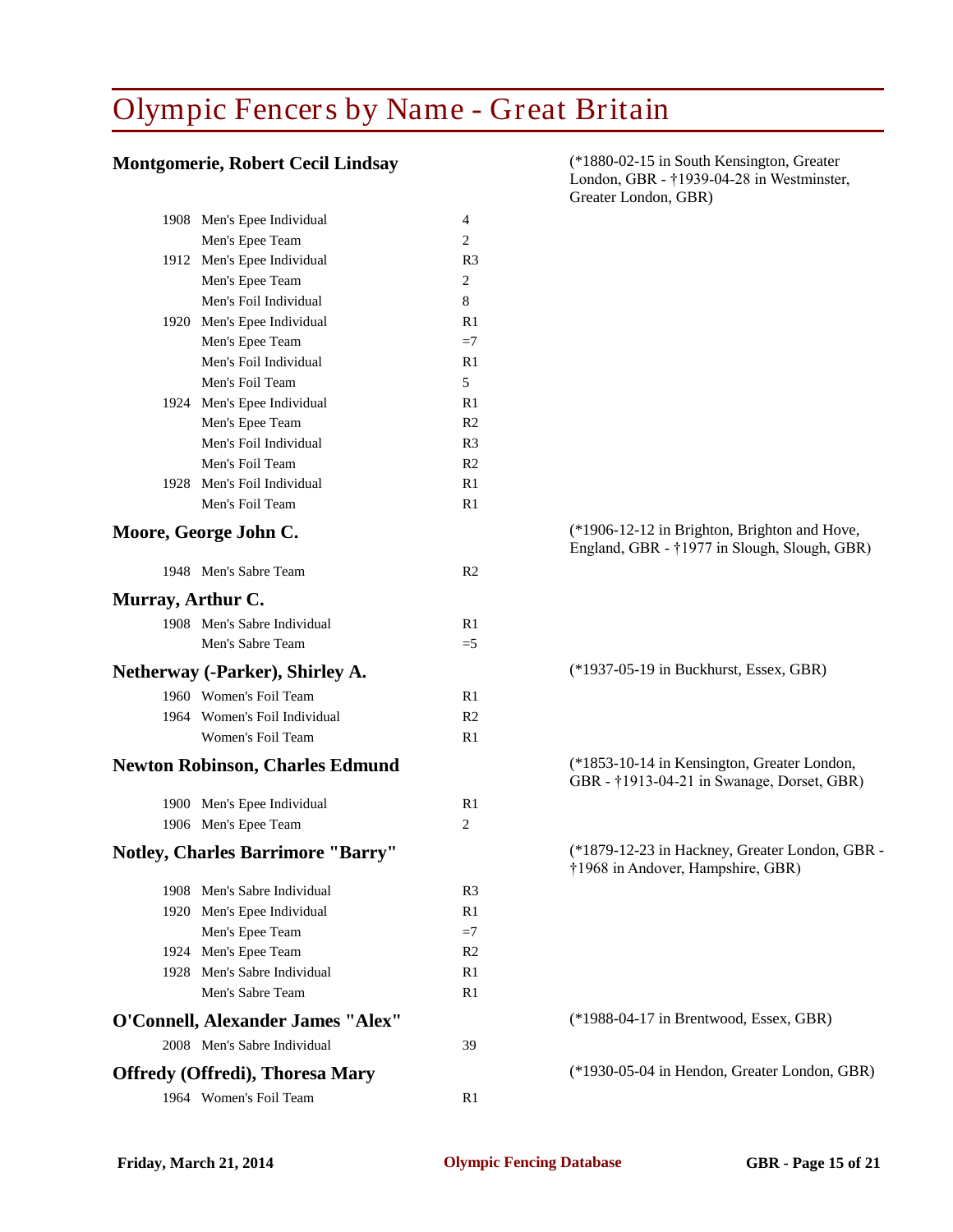# Olympic Fencers by Name - Great Britain

## Montgomerie, Robert Cecil Lindsay

(*1880-02-15 in South Kensington, Greater London, GBR - †1939-04-28 in Westminster, Greater London, GBR)

| Year | Event | Result |
|---|---|---|
| 1908 | Men's Epee Individual | 4 |
| | Men's Epee Team | 2 |
| 1912 | Men's Epee Individual | R3 |
| | Men's Epee Team | 2 |
| | Men's Foil Individual | 8 |
| 1920 | Men's Epee Individual | R1 |
| | Men's Epee Team | =7 |
| | Men's Foil Individual | R1 |
| | Men's Foil Team | 5 |
| 1924 | Men's Epee Individual | R1 |
| | Men's Epee Team | R2 |
| | Men's Foil Individual | R3 |
| | Men's Foil Team | R2 |
| 1928 | Men's Foil Individual | R1 |
| | Men's Foil Team | R1 |

## Moore, George John C.

(*1906-12-12 in Brighton, Brighton and Hove, England, GBR - †1977 in Slough, Slough, GBR)

| Year | Event | Result |
|---|---|---|
| 1948 | Men's Sabre Team | R2 |

## Murray, Arthur C.

| Year | Event | Result |
|---|---|---|
| 1908 | Men's Sabre Individual | R1 |
| | Men's Sabre Team | =5 |

## Netherway (-Parker), Shirley A.

(*1937-05-19 in Buckhurst, Essex, GBR)

| Year | Event | Result |
|---|---|---|
| 1960 | Women's Foil Team | R1 |
| 1964 | Women's Foil Individual | R2 |
| | Women's Foil Team | R1 |

## Newton Robinson, Charles Edmund

(*1853-10-14 in Kensington, Greater London, GBR - †1913-04-21 in Swanage, Dorset, GBR)

| Year | Event | Result |
|---|---|---|
| 1900 | Men's Epee Individual | R1 |
| 1906 | Men's Epee Team | 2 |

## Notley, Charles Barrimore "Barry"

(*1879-12-23 in Hackney, Greater London, GBR - †1968 in Andover, Hampshire, GBR)

| Year | Event | Result |
|---|---|---|
| 1908 | Men's Sabre Individual | R3 |
| 1920 | Men's Epee Individual | R1 |
| | Men's Epee Team | =7 |
| 1924 | Men's Epee Team | R2 |
| 1928 | Men's Sabre Individual | R1 |
| | Men's Sabre Team | R1 |

## O'Connell, Alexander James "Alex"

(*1988-04-17 in Brentwood, Essex, GBR)

| Year | Event | Result |
|---|---|---|
| 2008 | Men's Sabre Individual | 39 |

## Offredy (Offredi), Thoresa Mary

(*1930-05-04 in Hendon, Greater London, GBR)

| Year | Event | Result |
|---|---|---|
| 1964 | Women's Foil Team | R1 |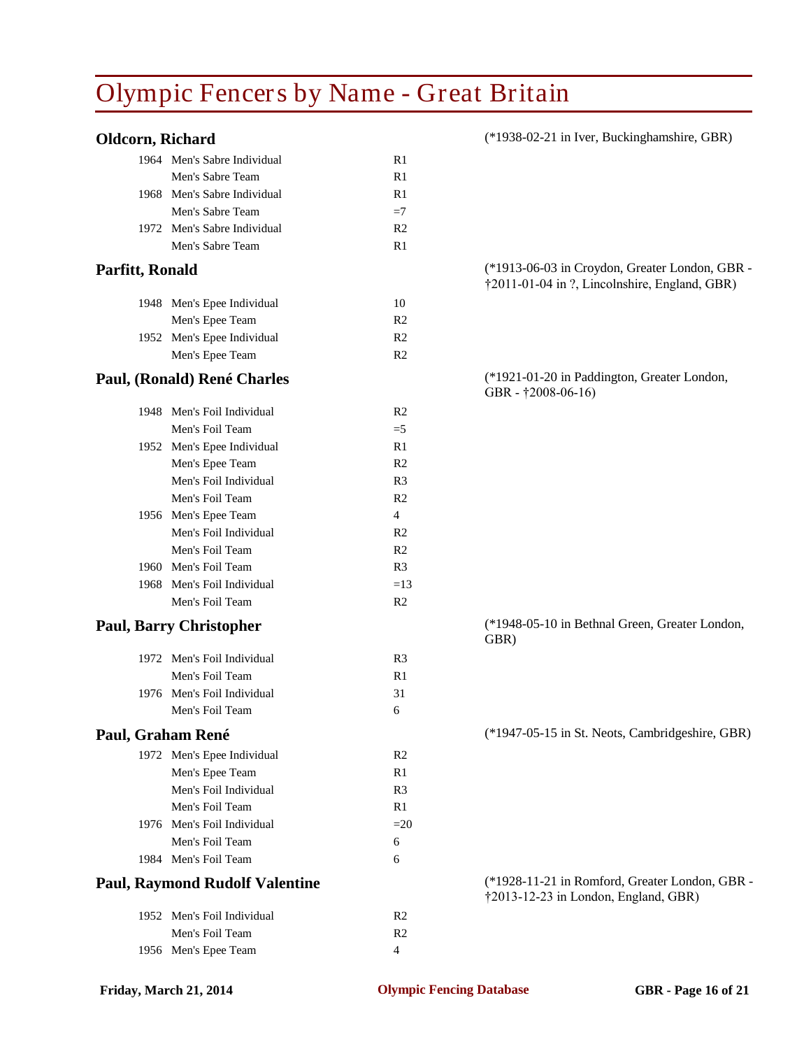# Olympic Fencers by Name - Great Britain

**Oldcorn, Richard** (*1938-02-21 in Iver, Buckinghamshire, GBR)

| Year | Event | Result |
|---|---|---|
| 1964 | Men's Sabre Individual | R1 |
| | Men's Sabre Team | R1 |
| 1968 | Men's Sabre Individual | R1 |
| | Men's Sabre Team | =7 |
| 1972 | Men's Sabre Individual | R2 |
| | Men's Sabre Team | R1 |

**Parfitt, Ronald** (*1913-06-03 in Croydon, Greater London, GBR - †2011-01-04 in ?, Lincolnshire, England, GBR)

| Year | Event | Result |
|---|---|---|
| 1948 | Men's Epee Individual | 10 |
| | Men's Epee Team | R2 |
| 1952 | Men's Epee Individual | R2 |
| | Men's Epee Team | R2 |

**Paul, (Ronald) René Charles** (*1921-01-20 in Paddington, Greater London, GBR - †2008-06-16)

| Year | Event | Result |
|---|---|---|
| 1948 | Men's Foil Individual | R2 |
| | Men's Foil Team | =5 |
| 1952 | Men's Epee Individual | R1 |
| | Men's Epee Team | R2 |
| | Men's Foil Individual | R3 |
| | Men's Foil Team | R2 |
| 1956 | Men's Epee Team | 4 |
| | Men's Foil Individual | R2 |
| | Men's Foil Team | R2 |
| 1960 | Men's Foil Team | R3 |
| 1968 | Men's Foil Individual | =13 |
| | Men's Foil Team | R2 |

**Paul, Barry Christopher** (*1948-05-10 in Bethnal Green, Greater London, GBR)

| Year | Event | Result |
|---|---|---|
| 1972 | Men's Foil Individual | R3 |
| | Men's Foil Team | R1 |
| 1976 | Men's Foil Individual | 31 |
| | Men's Foil Team | 6 |

**Paul, Graham René** (*1947-05-15 in St. Neots, Cambridgeshire, GBR)

| Year | Event | Result |
|---|---|---|
| 1972 | Men's Epee Individual | R2 |
| | Men's Epee Team | R1 |
| | Men's Foil Individual | R3 |
| | Men's Foil Team | R1 |
| 1976 | Men's Foil Individual | =20 |
| | Men's Foil Team | 6 |
| 1984 | Men's Foil Team | 6 |

**Paul, Raymond Rudolf Valentine** (*1928-11-21 in Romford, Greater London, GBR - †2013-12-23 in London, England, GBR)

| Year | Event | Result |
|---|---|---|
| 1952 | Men's Foil Individual | R2 |
| | Men's Foil Team | R2 |
| 1956 | Men's Epee Team | 4 |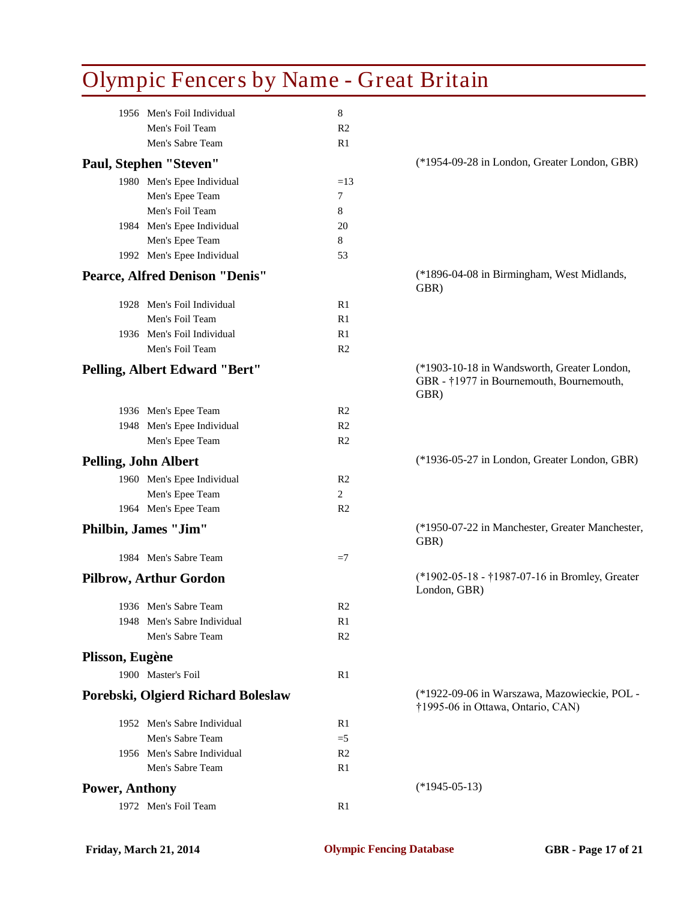# Olympic Fencers by Name - Great Britain

| | | |
|---|---|---|
| 1956 | Men's Foil Individual | 8 |
| | Men's Foil Team | R2 |
| | Men's Sabre Team | R1 |

### Paul, Stephen "Steven"

(*1954-09-28 in London, Greater London, GBR)

| | | |
|---|---|---|
| 1980 | Men's Epee Individual | =13 |
| | Men's Epee Team | 7 |
| | Men's Foil Team | 8 |
| 1984 | Men's Epee Individual | 20 |
| | Men's Epee Team | 8 |
| 1992 | Men's Epee Individual | 53 |

### Pearce, Alfred Denison "Denis"

(*1896-04-08 in Birmingham, West Midlands, GBR)

| | | |
|---|---|---|
| 1928 | Men's Foil Individual | R1 |
| | Men's Foil Team | R1 |
| 1936 | Men's Foil Individual | R1 |
| | Men's Foil Team | R2 |

### Pelling, Albert Edward "Bert"

(*1903-10-18 in Wandsworth, Greater London, GBR - †1977 in Bournemouth, Bournemouth, GBR)

| | | |
|---|---|---|
| 1936 | Men's Epee Team | R2 |
| 1948 | Men's Epee Individual | R2 |
| | Men's Epee Team | R2 |

### Pelling, John Albert

(*1936-05-27 in London, Greater London, GBR)

| | | |
|---|---|---|
| 1960 | Men's Epee Individual | R2 |
| | Men's Epee Team | 2 |
| 1964 | Men's Epee Team | R2 |

### Philbin, James "Jim"

(*1950-07-22 in Manchester, Greater Manchester, GBR)

| | | |
|---|---|---|
| 1984 | Men's Sabre Team | =7 |

### Pilbrow, Arthur Gordon

(*1902-05-18 - †1987-07-16 in Bromley, Greater London, GBR)

| | | |
|---|---|---|
| 1936 | Men's Sabre Team | R2 |
| 1948 | Men's Sabre Individual | R1 |
| | Men's Sabre Team | R2 |

### Plisson, Eugène

| | | |
|---|---|---|
| 1900 | Master's Foil | R1 |

### Porebski, Olgierd Richard Boleslaw

(*1922-09-06 in Warszawa, Mazowieckie, POL - †1995-06 in Ottawa, Ontario, CAN)

| | | |
|---|---|---|
| 1952 | Men's Sabre Individual | R1 |
| | Men's Sabre Team | =5 |
| 1956 | Men's Sabre Individual | R2 |
| | Men's Sabre Team | R1 |

### Power, Anthony

(*1945-05-13)

| | | |
|---|---|---|
| 1972 | Men's Foil Team | R1 |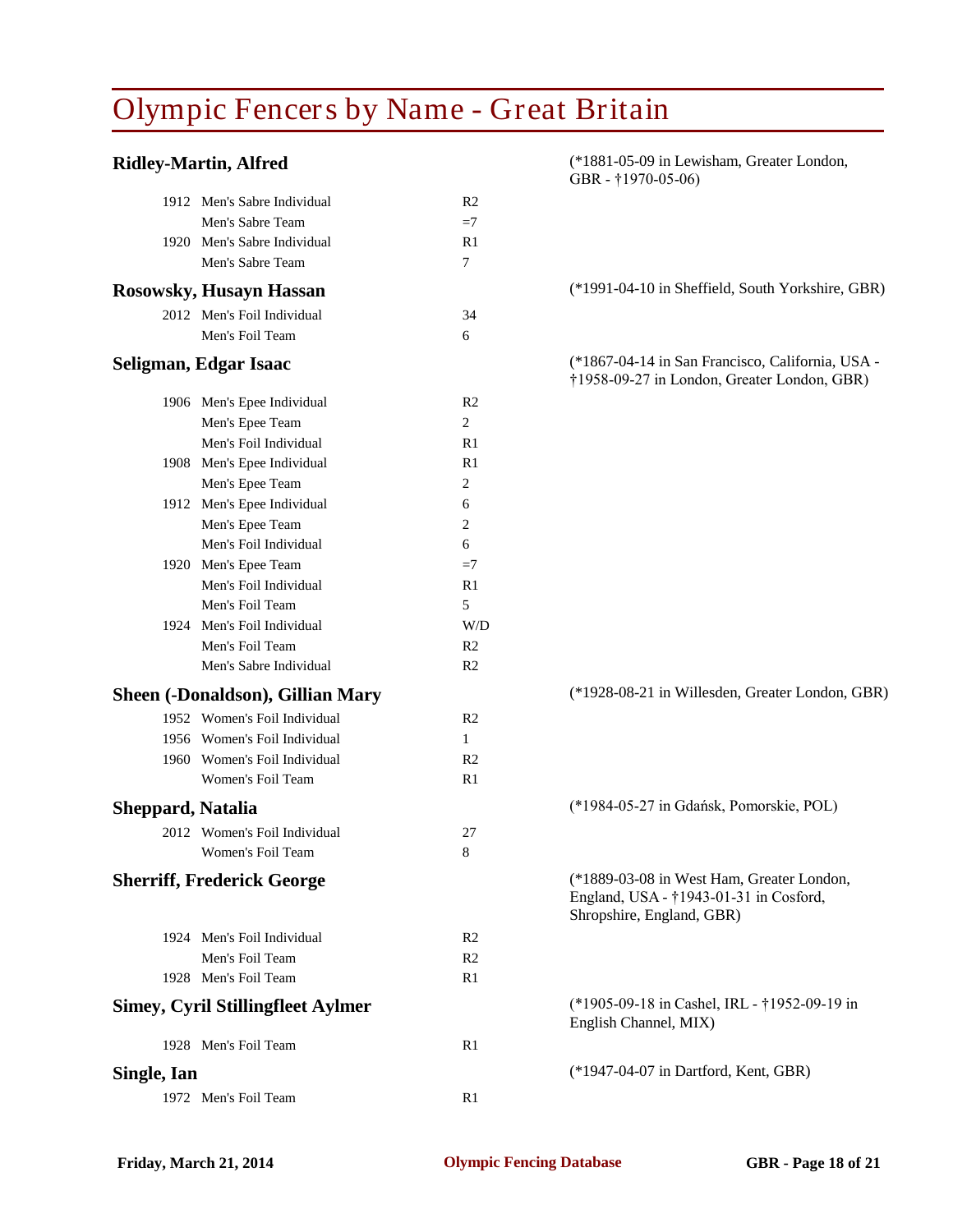# Olympic Fencers by Name - Great Britain

### Ridley-Martin, Alfred

(*1881-05-09 in Lewisham, Greater London, GBR - †1970-05-06)

| Year | Event | Result |
|---|---|---|
| 1912 | Men's Sabre Individual | R2 |
| | Men's Sabre Team | =7 |
| 1920 | Men's Sabre Individual | R1 |
| | Men's Sabre Team | 7 |

### Rosowsky, Husayn Hassan

(*1991-04-10 in Sheffield, South Yorkshire, GBR)

| Year | Event | Result |
|---|---|---|
| 2012 | Men's Foil Individual | 34 |
| | Men's Foil Team | 6 |

### Seligman, Edgar Isaac

(*1867-04-14 in San Francisco, California, USA - †1958-09-27 in London, Greater London, GBR)

| Year | Event | Result |
|---|---|---|
| 1906 | Men's Epee Individual | R2 |
| | Men's Epee Team | 2 |
| | Men's Foil Individual | R1 |
| 1908 | Men's Epee Individual | R1 |
| | Men's Epee Team | 2 |
| 1912 | Men's Epee Individual | 6 |
| | Men's Epee Team | 2 |
| | Men's Foil Individual | 6 |
| 1920 | Men's Epee Team | =7 |
| | Men's Foil Individual | R1 |
| | Men's Foil Team | 5 |
| 1924 | Men's Foil Individual | W/D |
| | Men's Foil Team | R2 |
| | Men's Sabre Individual | R2 |

### Sheen (-Donaldson), Gillian Mary

(*1928-08-21 in Willesden, Greater London, GBR)

| Year | Event | Result |
|---|---|---|
| 1952 | Women's Foil Individual | R2 |
| 1956 | Women's Foil Individual | 1 |
| 1960 | Women's Foil Individual | R2 |
| | Women's Foil Team | R1 |

### Sheppard, Natalia

(*1984-05-27 in Gdańsk, Pomorskie, POL)

| Year | Event | Result |
|---|---|---|
| 2012 | Women's Foil Individual | 27 |
| | Women's Foil Team | 8 |

### Sherriff, Frederick George

(*1889-03-08 in West Ham, Greater London, England, USA - †1943-01-31 in Cosford, Shropshire, England, GBR)

| Year | Event | Result |
|---|---|---|
| 1924 | Men's Foil Individual | R2 |
| | Men's Foil Team | R2 |
| 1928 | Men's Foil Team | R1 |

### Simey, Cyril Stillingfleet Aylmer

(*1905-09-18 in Cashel, IRL - †1952-09-19 in English Channel, MIX)

| Year | Event | Result |
|---|---|---|
| 1928 | Men's Foil Team | R1 |

### Single, Ian

(*1947-04-07 in Dartford, Kent, GBR)

| Year | Event | Result |
|---|---|---|
| 1972 | Men's Foil Team | R1 |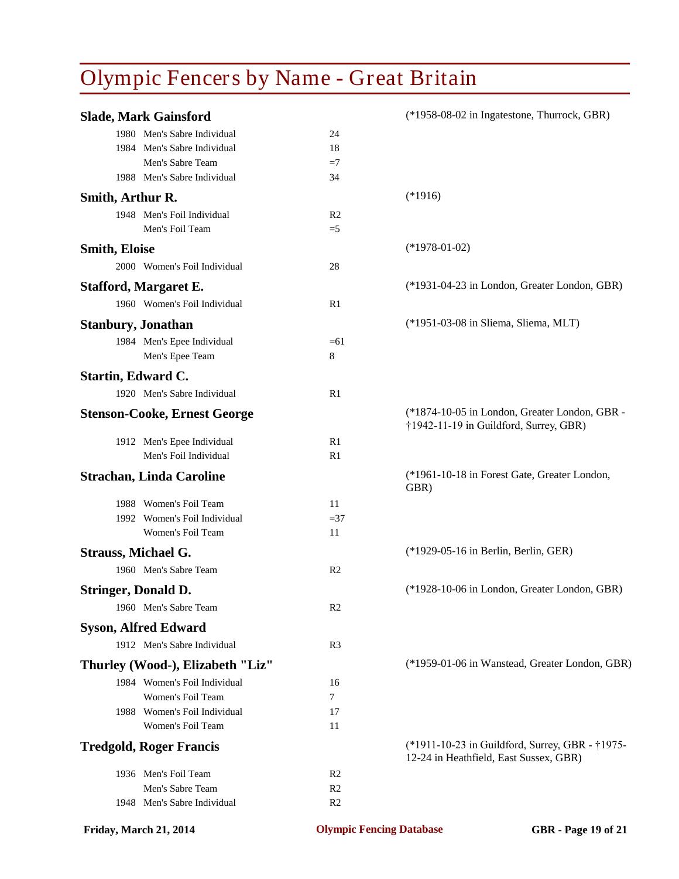# Olympic Fencers by Name - Great Britain

**Slade, Mark Gainsford** (*1958-08-02 in Ingatestone, Thurrock, GBR)

| Year | Event | Result |
|---|---|---|
| 1980 | Men's Sabre Individual | 24 |
| 1984 | Men's Sabre Individual | 18 |
| | Men's Sabre Team | =7 |
| 1988 | Men's Sabre Individual | 34 |

**Smith, Arthur R.** (*1916)

| Year | Event | Result |
|---|---|---|
| 1948 | Men's Foil Individual | R2 |
| | Men's Foil Team | =5 |

**Smith, Eloise** (*1978-01-02)

| Year | Event | Result |
|---|---|---|
| 2000 | Women's Foil Individual | 28 |

**Stafford, Margaret E.** (*1931-04-23 in London, Greater London, GBR)

| Year | Event | Result |
|---|---|---|
| 1960 | Women's Foil Individual | R1 |

**Stanbury, Jonathan** (*1951-03-08 in Sliema, Sliema, MLT)

| Year | Event | Result |
|---|---|---|
| 1984 | Men's Epee Individual | =61 |
| | Men's Epee Team | 8 |

**Startin, Edward C.**

| Year | Event | Result |
|---|---|---|
| 1920 | Men's Sabre Individual | R1 |

**Stenson-Cooke, Ernest George** (*1874-10-05 in London, Greater London, GBR - †1942-11-19 in Guildford, Surrey, GBR)

| Year | Event | Result |
|---|---|---|
| 1912 | Men's Epee Individual | R1 |
| | Men's Foil Individual | R1 |

**Strachan, Linda Caroline** (*1961-10-18 in Forest Gate, Greater London, GBR)

| Year | Event | Result |
|---|---|---|
| 1988 | Women's Foil Team | 11 |
| 1992 | Women's Foil Individual | =37 |
| | Women's Foil Team | 11 |

**Strauss, Michael G.** (*1929-05-16 in Berlin, Berlin, GER)

| Year | Event | Result |
|---|---|---|
| 1960 | Men's Sabre Team | R2 |

**Stringer, Donald D.** (*1928-10-06 in London, Greater London, GBR)

| Year | Event | Result |
|---|---|---|
| 1960 | Men's Sabre Team | R2 |

**Syson, Alfred Edward**

| Year | Event | Result |
|---|---|---|
| 1912 | Men's Sabre Individual | R3 |

**Thurley (Wood-), Elizabeth "Liz"** (*1959-01-06 in Wanstead, Greater London, GBR)

| Year | Event | Result |
|---|---|---|
| 1984 | Women's Foil Individual | 16 |
| | Women's Foil Team | 7 |
| 1988 | Women's Foil Individual | 17 |
| | Women's Foil Team | 11 |

**Tredgold, Roger Francis** (*1911-10-23 in Guildford, Surrey, GBR - †1975-12-24 in Heathfield, East Sussex, GBR)

| Year | Event | Result |
|---|---|---|
| 1936 | Men's Foil Team | R2 |
| | Men's Sabre Team | R2 |
| 1948 | Men's Sabre Individual | R2 |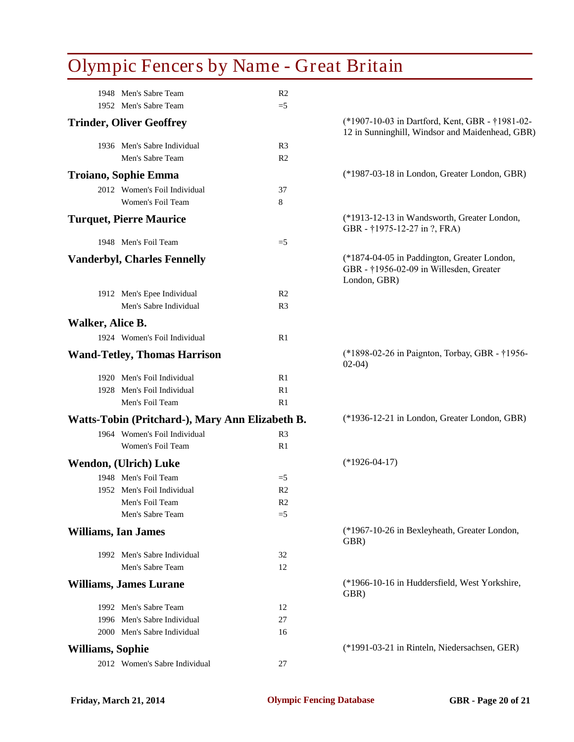# Olympic Fencers by Name - Great Britain

| | | |
|---|---|---|
| 1948 | Men's Sabre Team | R2 |
| 1952 | Men's Sabre Team | =5 |

### Trinder, Oliver Geoffrey

(*1907-10-03 in Dartford, Kent, GBR - †1981-02-12 in Sunninghill, Windsor and Maidenhead, GBR)

| | | |
|---|---|---|
| 1936 | Men's Sabre Individual | R3 |
| | Men's Sabre Team | R2 |

### Troiano, Sophie Emma

(*1987-03-18 in London, Greater London, GBR)

| | | |
|---|---|---|
| 2012 | Women's Foil Individual | 37 |
| | Women's Foil Team | 8 |

### Turquet, Pierre Maurice

(*1913-12-13 in Wandsworth, Greater London, GBR - †1975-12-27 in ?, FRA)

| | | |
|---|---|---|
| 1948 | Men's Foil Team | =5 |

### Vanderbyl, Charles Fennelly

(*1874-04-05 in Paddington, Greater London, GBR - †1956-02-09 in Willesden, Greater London, GBR)

| | | |
|---|---|---|
| 1912 | Men's Epee Individual | R2 |
| | Men's Sabre Individual | R3 |

### Walker, Alice B.

| | | |
|---|---|---|
| 1924 | Women's Foil Individual | R1 |

### Wand-Tetley, Thomas Harrison

(*1898-02-26 in Paignton, Torbay, GBR - †1956-02-04)

| | | |
|---|---|---|
| 1920 | Men's Foil Individual | R1 |
| 1928 | Men's Foil Individual | R1 |
| | Men's Foil Team | R1 |

### Watts-Tobin (Pritchard-), Mary Ann Elizabeth B.

(*1936-12-21 in London, Greater London, GBR)

| | | |
|---|---|---|
| 1964 | Women's Foil Individual | R3 |
| | Women's Foil Team | R1 |

### Wendon, (Ulrich) Luke

(*1926-04-17)

| | | |
|---|---|---|
| 1948 | Men's Foil Team | =5 |
| 1952 | Men's Foil Individual | R2 |
| | Men's Foil Team | R2 |
| | Men's Sabre Team | =5 |

### Williams, Ian James

(*1967-10-26 in Bexleyheath, Greater London, GBR)

| | | |
|---|---|---|
| 1992 | Men's Sabre Individual | 32 |
| | Men's Sabre Team | 12 |

### Williams, James Lurane

(*1966-10-16 in Huddersfield, West Yorkshire, GBR)

| | | |
|---|---|---|
| 1992 | Men's Sabre Team | 12 |
| 1996 | Men's Sabre Individual | 27 |
| 2000 | Men's Sabre Individual | 16 |

### Williams, Sophie

(*1991-03-21 in Rinteln, Niedersachsen, GER)

| | | |
|---|---|---|
| 2012 | Women's Sabre Individual | 27 |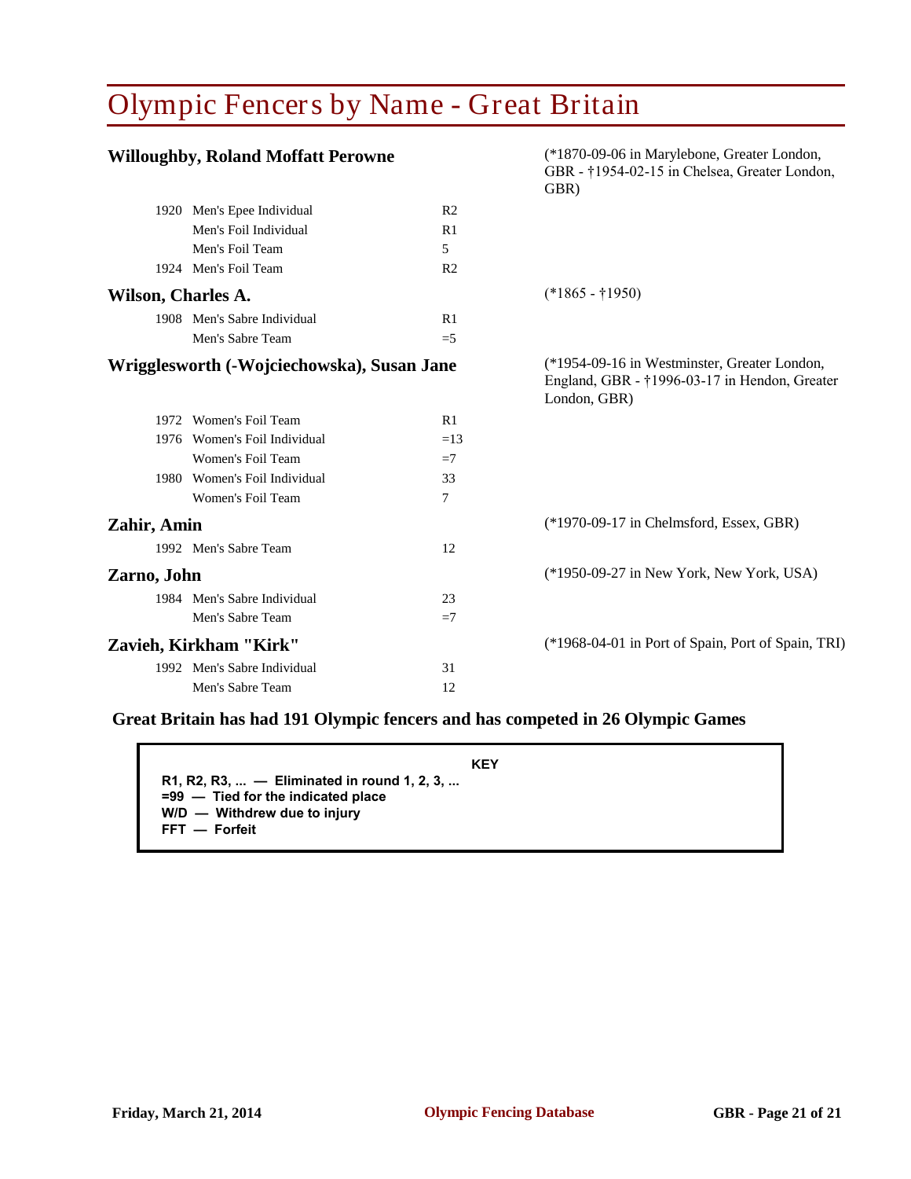# Olympic Fencers by Name - Great Britain

**Willoughby, Roland Moffatt Perowne** (*1870-09-06 in Marylebone, Greater London, GBR - †1954-02-15 in Chelsea, Greater London, GBR)

| | | |
|---|---|---|
| 1920 | Men's Epee Individual | R2 |
| | Men's Foil Individual | R1 |
| | Men's Foil Team | 5 |
| 1924 | Men's Foil Team | R2 |

**Wilson, Charles A.** (*1865 - †1950)

| | | |
|---|---|---|
| 1908 | Men's Sabre Individual | R1 |
| | Men's Sabre Team | =5 |

**Wrigglesworth (-Wojciechowska), Susan Jane** (*1954-09-16 in Westminster, Greater London, England, GBR - †1996-03-17 in Hendon, Greater London, GBR)

| | | |
|---|---|---|
| 1972 | Women's Foil Team | R1 |
| 1976 | Women's Foil Individual | =13 |
| | Women's Foil Team | =7 |
| 1980 | Women's Foil Individual | 33 |
| | Women's Foil Team | 7 |

**Zahir, Amin** (*1970-09-17 in Chelmsford, Essex, GBR)

| | | |
|---|---|---|
| 1992 | Men's Sabre Team | 12 |

**Zarno, John** (*1950-09-27 in New York, New York, USA)

| | | |
|---|---|---|
| 1984 | Men's Sabre Individual | 23 |
| | Men's Sabre Team | =7 |

**Zavieh, Kirkham "Kirk"** (*1968-04-01 in Port of Spain, Port of Spain, TRI)

| | | |
|---|---|---|
| 1992 | Men's Sabre Individual | 31 |
| | Men's Sabre Team | 12 |

**Great Britain has had 191 Olympic fencers and has competed in 26 Olympic Games**

**KEY**

**R1, R2, R3, ... — Eliminated in round 1, 2, 3, ...**
**=99 — Tied for the indicated place**
**W/D — Withdrew due to injury**
**FFT — Forfeit**